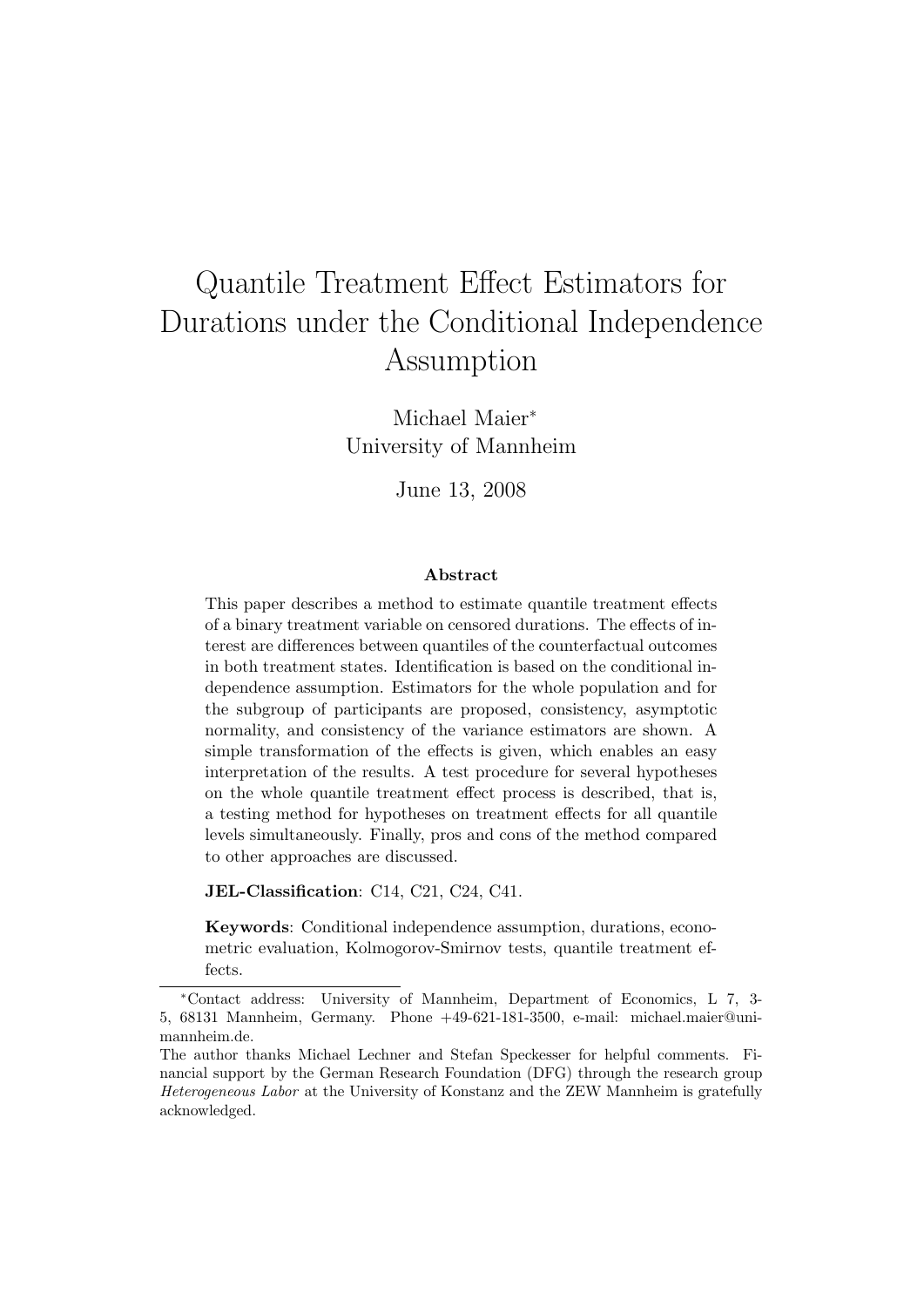# Quantile Treatment Effect Estimators for Durations under the Conditional Independence Assumption

Michael Maier[*]
University of Mannheim

June 13, 2008

**Abstract**

This paper describes a method to estimate quantile treatment effects of a binary treatment variable on censored durations. The effects of interest are differences between quantiles of the counterfactual outcomes in both treatment states. Identification is based on the conditional independence assumption. Estimators for the whole population and for the subgroup of participants are proposed, consistency, asymptotic normality, and consistency of the variance estimators are shown. A simple transformation of the effects is given, which enables an easy interpretation of the results. A test procedure for several hypotheses on the whole quantile treatment effect process is described, that is, a testing method for hypotheses on treatment effects for all quantile levels simultaneously. Finally, pros and cons of the method compared to other approaches are discussed.

**JEL-Classification**: C14, C21, C24, C41.

**Keywords**: Conditional independence assumption, durations, econometric evaluation, Kolmogorov-Smirnov tests, quantile treatment effects.

[*]Contact address: University of Mannheim, Department of Economics, L 7, 3-5, 68131 Mannheim, Germany. Phone +49-621-181-3500, e-mail: michael.maier@uni-mannheim.de.
The author thanks Michael Lechner and Stefan Speckesser for helpful comments. Financial support by the German Research Foundation (DFG) through the research group *Heterogeneous Labor* at the University of Konstanz and the ZEW Mannheim is gratefully acknowledged.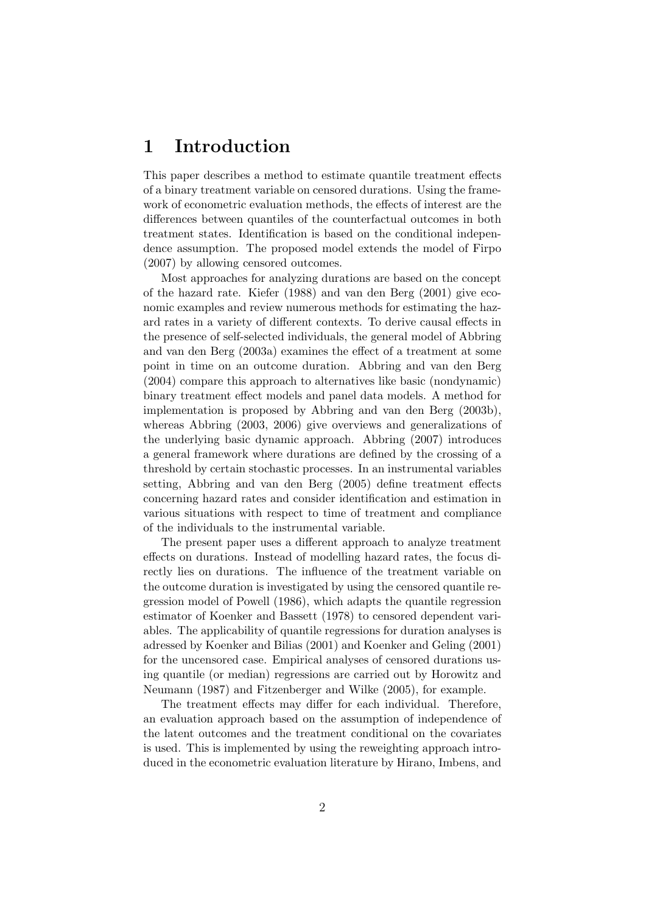# 1 Introduction

This paper describes a method to estimate quantile treatment effects of a binary treatment variable on censored durations. Using the framework of econometric evaluation methods, the effects of interest are the differences between quantiles of the counterfactual outcomes in both treatment states. Identification is based on the conditional independence assumption. The proposed model extends the model of Firpo (2007) by allowing censored outcomes.

Most approaches for analyzing durations are based on the concept of the hazard rate. Kiefer (1988) and van den Berg (2001) give economic examples and review numerous methods for estimating the hazard rates in a variety of different contexts. To derive causal effects in the presence of self-selected individuals, the general model of Abbring and van den Berg (2003a) examines the effect of a treatment at some point in time on an outcome duration. Abbring and van den Berg (2004) compare this approach to alternatives like basic (nondynamic) binary treatment effect models and panel data models. A method for implementation is proposed by Abbring and van den Berg (2003b), whereas Abbring (2003, 2006) give overviews and generalizations of the underlying basic dynamic approach. Abbring (2007) introduces a general framework where durations are defined by the crossing of a threshold by certain stochastic processes. In an instrumental variables setting, Abbring and van den Berg (2005) define treatment effects concerning hazard rates and consider identification and estimation in various situations with respect to time of treatment and compliance of the individuals to the instrumental variable.

The present paper uses a different approach to analyze treatment effects on durations. Instead of modelling hazard rates, the focus directly lies on durations. The influence of the treatment variable on the outcome duration is investigated by using the censored quantile regression model of Powell (1986), which adapts the quantile regression estimator of Koenker and Bassett (1978) to censored dependent variables. The applicability of quantile regressions for duration analyses is adressed by Koenker and Bilias (2001) and Koenker and Geling (2001) for the uncensored case. Empirical analyses of censored durations using quantile (or median) regressions are carried out by Horowitz and Neumann (1987) and Fitzenberger and Wilke (2005), for example.

The treatment effects may differ for each individual. Therefore, an evaluation approach based on the assumption of independence of the latent outcomes and the treatment conditional on the covariates is used. This is implemented by using the reweighting approach introduced in the econometric evaluation literature by Hirano, Imbens, and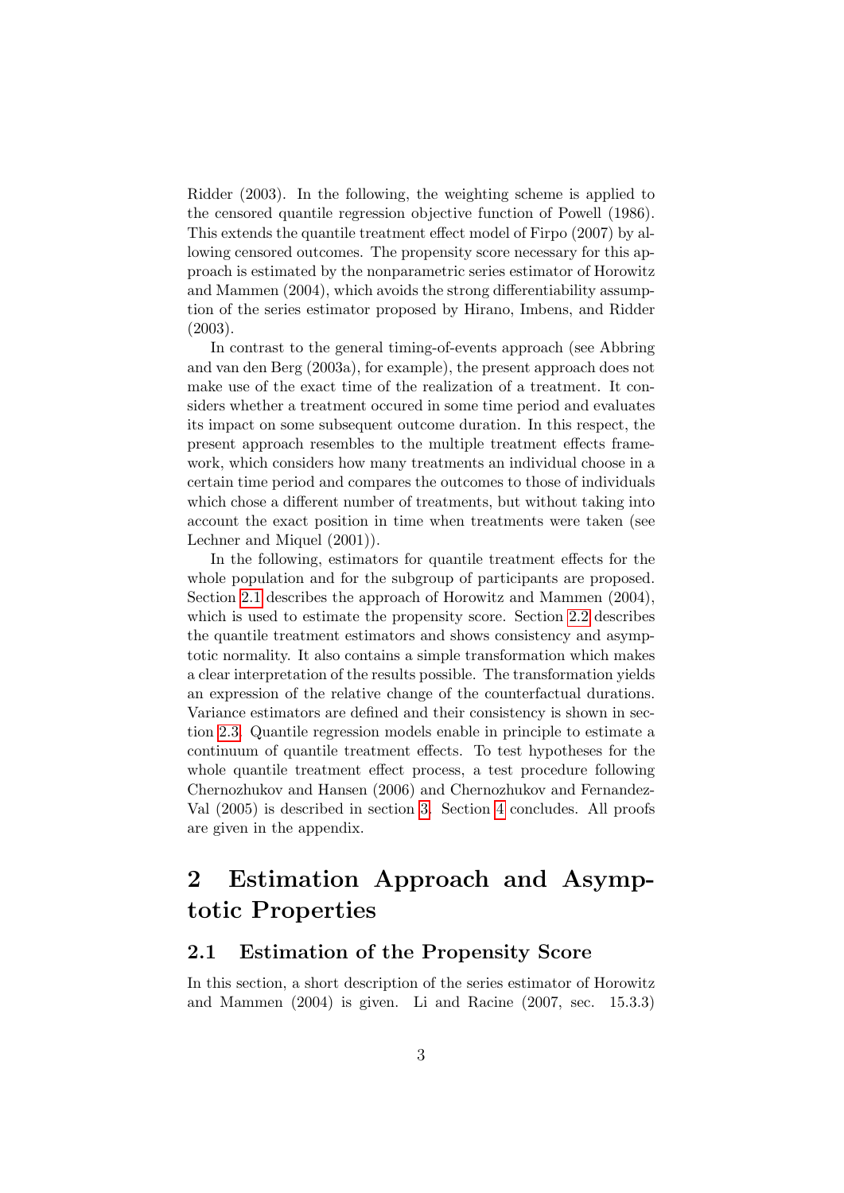Ridder (2003). In the following, the weighting scheme is applied to the censored quantile regression objective function of Powell (1986). This extends the quantile treatment effect model of Firpo (2007) by allowing censored outcomes. The propensity score necessary for this approach is estimated by the nonparametric series estimator of Horowitz and Mammen (2004), which avoids the strong differentiability assumption of the series estimator proposed by Hirano, Imbens, and Ridder (2003).

In contrast to the general timing-of-events approach (see Abbring and van den Berg (2003a), for example), the present approach does not make use of the exact time of the realization of a treatment. It considers whether a treatment occured in some time period and evaluates its impact on some subsequent outcome duration. In this respect, the present approach resembles to the multiple treatment effects framework, which considers how many treatments an individual choose in a certain time period and compares the outcomes to those of individuals which chose a different number of treatments, but without taking into account the exact position in time when treatments were taken (see Lechner and Miquel (2001)).

In the following, estimators for quantile treatment effects for the whole population and for the subgroup of participants are proposed. Section 2.1 describes the approach of Horowitz and Mammen (2004), which is used to estimate the propensity score. Section 2.2 describes the quantile treatment estimators and shows consistency and asymptotic normality. It also contains a simple transformation which makes a clear interpretation of the results possible. The transformation yields an expression of the relative change of the counterfactual durations. Variance estimators are defined and their consistency is shown in section 2.3. Quantile regression models enable in principle to estimate a continuum of quantile treatment effects. To test hypotheses for the whole quantile treatment effect process, a test procedure following Chernozhukov and Hansen (2006) and Chernozhukov and Fernandez-Val (2005) is described in section 3. Section 4 concludes. All proofs are given in the appendix.

# 2 Estimation Approach and Asymptotic Properties

## 2.1 Estimation of the Propensity Score

In this section, a short description of the series estimator of Horowitz and Mammen (2004) is given. Li and Racine (2007, sec. 15.3.3)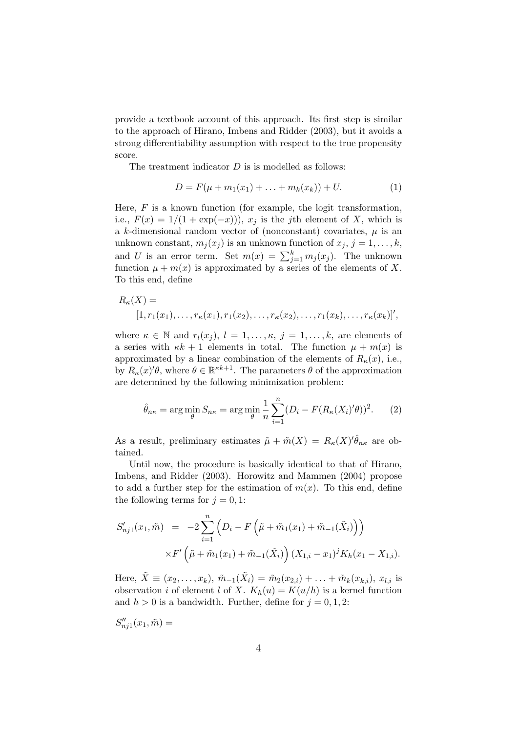provide a textbook account of this approach. Its first step is similar to the approach of Hirano, Imbens and Ridder (2003), but it avoids a strong differentiability assumption with respect to the true propensity score.

The treatment indicator $D$ is is modelled as follows:

$$D = F(\mu + m_1(x_1) + \ldots + m_k(x_k)) + U. \tag{1}$$

Here, $F$ is a known function (for example, the logit transformation, i.e., $F(x) = 1/(1 + \exp(-x))$), $x_j$ is the $j$th element of $X$, which is a $k$-dimensional random vector of (nonconstant) covariates, $\mu$ is an unknown constant, $m_j(x_j)$ is an unknown function of $x_j$, $j = 1, \ldots, k$, and $U$ is an error term. Set $m(x) = \sum_{j=1}^{k} m_j(x_j)$. The unknown function $\mu + m(x)$ is approximated by a series of the elements of $X$. To this end, define

$$R_\kappa(X) = \\ [1, r_1(x_1), \ldots, r_\kappa(x_1), r_1(x_2), \ldots, r_\kappa(x_2), \ldots, r_1(x_k), \ldots, r_\kappa(x_k)]',$$

where $\kappa \in \mathbb{N}$ and $r_l(x_j)$, $l = 1, \ldots, \kappa$, $j = 1, \ldots, k$, are elements of a series with $\kappa k + 1$ elements in total. The function $\mu + m(x)$ is approximated by a linear combination of the elements of $R_\kappa(x)$, i.e., by $R_\kappa(x)'\theta$, where $\theta \in \mathbb{R}^{\kappa k+1}$. The parameters $\theta$ of the approximation are determined by the following minimization problem:

$$\hat{\theta}_{n\kappa} = \arg\min_{\theta} S_{n\kappa} = \arg\min_{\theta} \frac{1}{n} \sum_{i=1}^{n} (D_i - F(R_\kappa(X_i)'\theta))^2. \tag{2}$$

As a result, preliminary estimates $\tilde{\mu} + \tilde{m}(X) = R_\kappa(X)'\hat{\theta}_{n\kappa}$ are obtained.

Until now, the procedure is basically identical to that of Hirano, Imbens, and Ridder (2003). Horowitz and Mammen (2004) propose to add a further step for the estimation of $m(x)$. To this end, define the following terms for $j = 0, 1$:

$$\begin{aligned} S'_{nj1}(x_1, \tilde{m}) &= -2 \sum_{i=1}^{n} \left( D_i - F\left(\tilde{\mu} + \tilde{m}_1(x_1) + \tilde{m}_{-1}(\tilde{X}_i)\right) \right) \\ &\quad \times F'\left(\tilde{\mu} + \tilde{m}_1(x_1) + \tilde{m}_{-1}(\tilde{X}_i)\right) (X_{1,i} - x_1)^j K_h(x_1 - X_{1,i}). \end{aligned}$$

Here, $\tilde{X} \equiv (x_2, \ldots, x_k)$, $\tilde{m}_{-1}(\tilde{X}_i) = \tilde{m}_2(x_{2,i}) + \ldots + \tilde{m}_k(x_{k,i})$, $x_{l,i}$ is observation $i$ of element $l$ of $X$. $K_h(u) = K(u/h)$ is a kernel function and $h > 0$ is a bandwidth. Further, define for $j = 0, 1, 2$:

$S''_{nj1}(x_1, \tilde{m}) =$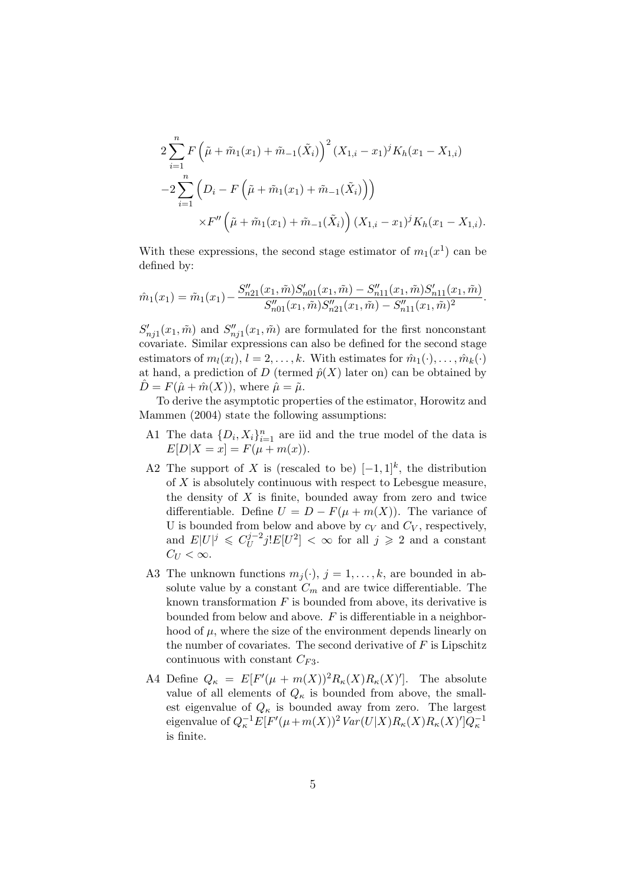$$
2\sum_{i=1}^{n} F\left(\tilde{\mu}+\tilde{m}_1(x_1)+\tilde{m}_{-1}(\tilde{X}_i)\right)^2 (X_{1,i}-x_1)^j K_h(x_1-X_{1,i})
$$
$$
-2\sum_{i=1}^{n}\left(D_i - F\left(\tilde{\mu}+\tilde{m}_1(x_1)+\tilde{m}_{-1}(\tilde{X}_i)\right)\right)
$$
$$
\times F''\left(\tilde{\mu}+\tilde{m}_1(x_1)+\tilde{m}_{-1}(\tilde{X}_i)\right)(X_{1,i}-x_1)^j K_h(x_1-X_{1,i}).
$$

With these expressions, the second stage estimator of $m_1(x^1)$ can be defined by:

$$
\hat{m}_1(x_1) = \tilde{m}_1(x_1) - \frac{S''_{n21}(x_1,\tilde{m})S'_{n01}(x_1,\tilde{m}) - S''_{n11}(x_1,\tilde{m})S'_{n11}(x_1,\tilde{m})}{S''_{n01}(x_1,\tilde{m})S''_{n21}(x_1,\tilde{m}) - S''_{n11}(x_1,\tilde{m})^2}.
$$

$S'_{nj1}(x_1,\tilde{m})$ and $S''_{nj1}(x_1,\tilde{m})$ are formulated for the first nonconstant covariate. Similar expressions can also be defined for the second stage estimators of $m_l(x_l)$, $l = 2,\ldots,k$. With estimates for $\hat{m}_1(\cdot),\ldots,\hat{m}_k(\cdot)$ at hand, a prediction of $D$ (termed $\hat{p}(X)$ later on) can be obtained by $\hat{D} = F(\hat{\mu}+\hat{m}(X))$, where $\hat{\mu} = \tilde{\mu}$.

To derive the asymptotic properties of the estimator, Horowitz and Mammen (2004) state the following assumptions:

- A1 The data $\{D_i, X_i\}_{i=1}^n$ are iid and the true model of the data is $E[D|X=x] = F(\mu + m(x))$.
- A2 The support of $X$ is (rescaled to be) $[-1,1]^k$, the distribution of $X$ is absolutely continuous with respect to Lebesgue measure, the density of $X$ is finite, bounded away from zero and twice differentiable. Define $U = D - F(\mu+m(X))$. The variance of U is bounded from below and above by $c_V$ and $C_V$, respectively, and $E|U|^j \leqslant C_U^{j-2} j! E[U^2] < \infty$ for all $j \geqslant 2$ and a constant $C_U < \infty$.
- A3 The unknown functions $m_j(\cdot)$, $j = 1,\ldots,k$, are bounded in absolute value by a constant $C_m$ and are twice differentiable. The known transformation $F$ is bounded from above, its derivative is bounded from below and above. $F$ is differentiable in a neighborhood of $\mu$, where the size of the environment depends linearly on the number of covariates. The second derivative of $F$ is Lipschitz continuous with constant $C_{F3}$.
- A4 Define $Q_\kappa = E[F'(\mu+m(X))^2 R_\kappa(X)R_\kappa(X)']$. The absolute value of all elements of $Q_\kappa$ is bounded from above, the smallest eigenvalue of $Q_\kappa$ is bounded away from zero. The largest eigenvalue of $Q_\kappa^{-1}E[F'(\mu+m(X))^2 Var(U|X) R_\kappa(X)R_\kappa(X)']Q_\kappa^{-1}$ is finite.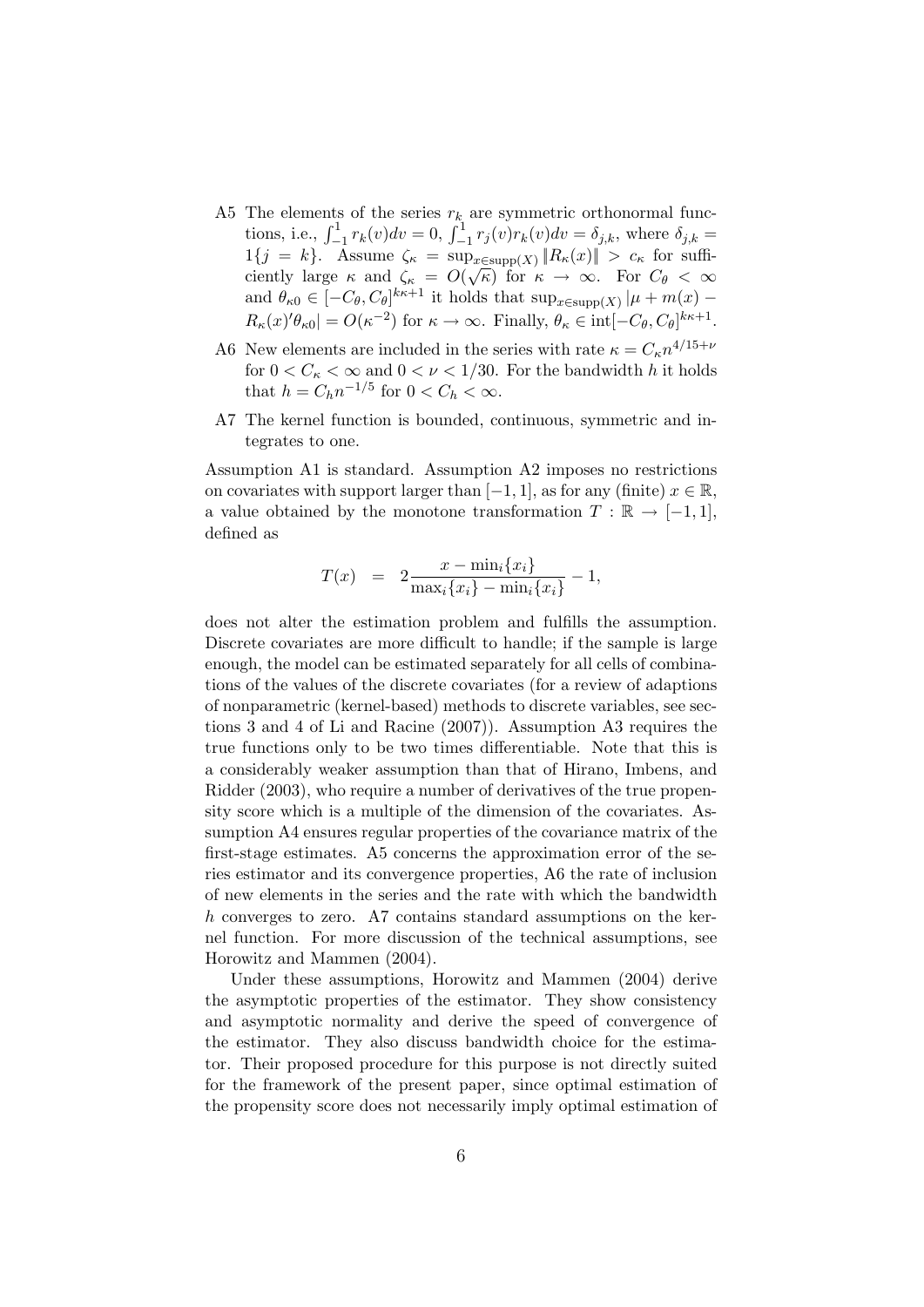- A5 The elements of the series $r_k$ are symmetric orthonormal functions, i.e., $\int_{-1}^{1} r_k(v)dv = 0$, $\int_{-1}^{1} r_j(v)r_k(v)dv = \delta_{j,k}$, where $\delta_{j,k} = 1\{j = k\}$. Assume $\zeta_\kappa = \sup_{x \in \text{supp}(X)} \|R_\kappa(x)\| > c_\kappa$ for sufficiently large $\kappa$ and $\zeta_\kappa = O(\sqrt{\kappa})$ for $\kappa \to \infty$. For $C_\theta < \infty$ and $\theta_{\kappa 0} \in [-C_\theta, C_\theta]^{k\kappa+1}$ it holds that $\sup_{x \in \text{supp}(X)} |\mu + m(x) - R_\kappa(x)'\theta_{\kappa 0}| = O(\kappa^{-2})$ for $\kappa \to \infty$. Finally, $\theta_\kappa \in \text{int}[-C_\theta, C_\theta]^{k\kappa+1}$.
- A6 New elements are included in the series with rate $\kappa = C_\kappa n^{4/15+\nu}$ for $0 < C_\kappa < \infty$ and $0 < \nu < 1/30$. For the bandwidth $h$ it holds that $h = C_h n^{-1/5}$ for $0 < C_h < \infty$.
- A7 The kernel function is bounded, continuous, symmetric and integrates to one.

Assumption A1 is standard. Assumption A2 imposes no restrictions on covariates with support larger than $[-1, 1]$, as for any (finite) $x \in \mathbb{R}$, a value obtained by the monotone transformation $T : \mathbb{R} \to [-1, 1]$, defined as

$$T(x) \;=\; 2\frac{x - \min_i\{x_i\}}{\max_i\{x_i\} - \min_i\{x_i\}} - 1,$$

does not alter the estimation problem and fulfills the assumption. Discrete covariates are more difficult to handle; if the sample is large enough, the model can be estimated separately for all cells of combinations of the values of the discrete covariates (for a review of adaptions of nonparametric (kernel-based) methods to discrete variables, see sections 3 and 4 of Li and Racine (2007)). Assumption A3 requires the true functions only to be two times differentiable. Note that this is a considerably weaker assumption than that of Hirano, Imbens, and Ridder (2003), who require a number of derivatives of the true propensity score which is a multiple of the dimension of the covariates. Assumption A4 ensures regular properties of the covariance matrix of the first-stage estimates. A5 concerns the approximation error of the series estimator and its convergence properties, A6 the rate of inclusion of new elements in the series and the rate with which the bandwidth $h$ converges to zero. A7 contains standard assumptions on the kernel function. For more discussion of the technical assumptions, see Horowitz and Mammen (2004).

Under these assumptions, Horowitz and Mammen (2004) derive the asymptotic properties of the estimator. They show consistency and asymptotic normality and derive the speed of convergence of the estimator. They also discuss bandwidth choice for the estimator. Their proposed procedure for this purpose is not directly suited for the framework of the present paper, since optimal estimation of the propensity score does not necessarily imply optimal estimation of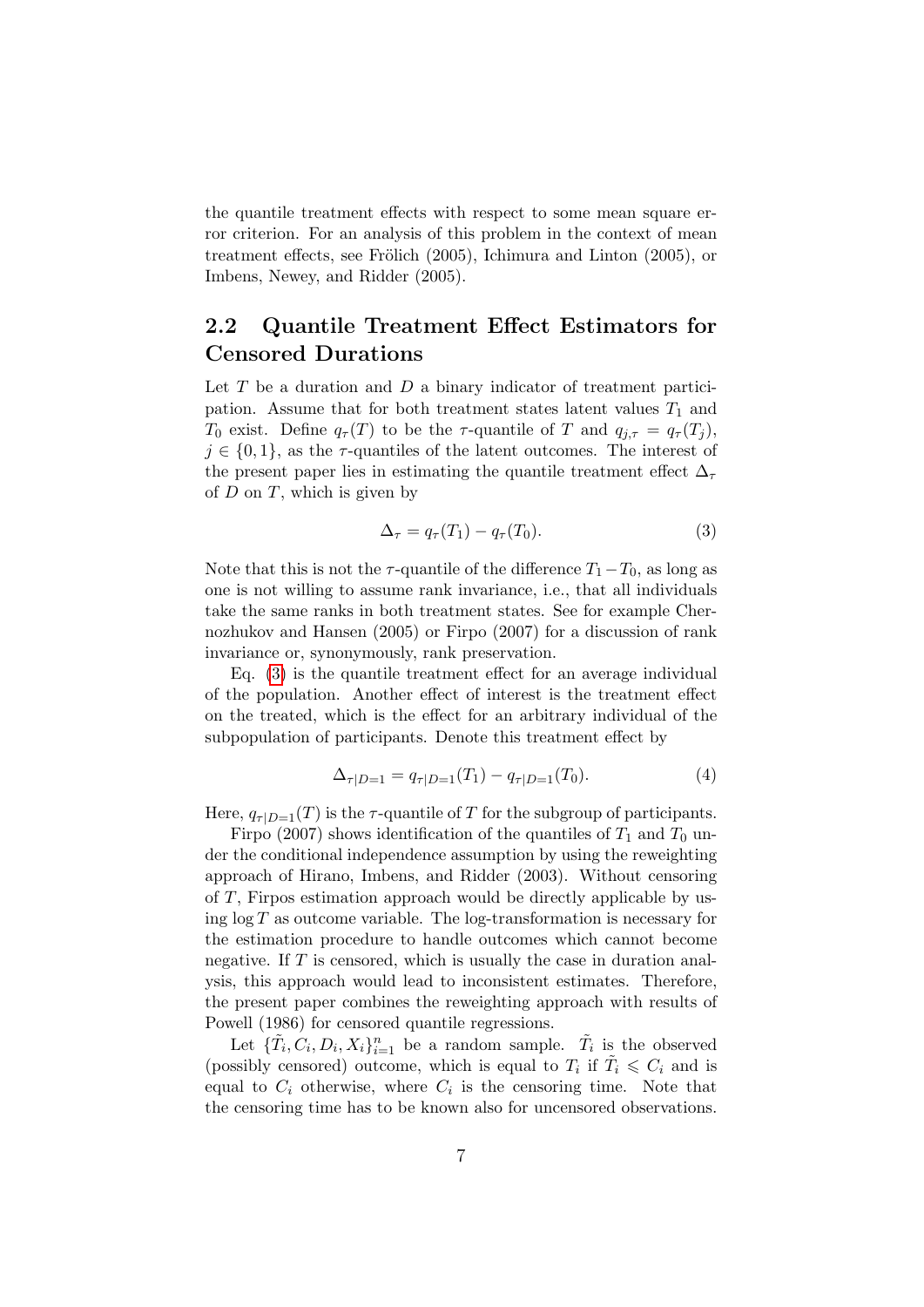the quantile treatment effects with respect to some mean square error criterion. For an analysis of this problem in the context of mean treatment effects, see Frölich (2005), Ichimura and Linton (2005), or Imbens, Newey, and Ridder (2005).

## 2.2 Quantile Treatment Effect Estimators for Censored Durations

Let $T$ be a duration and $D$ a binary indicator of treatment participation. Assume that for both treatment states latent values $T_1$ and $T_0$ exist. Define $q_\tau(T)$ to be the $\tau$-quantile of $T$ and $q_{j,\tau} = q_\tau(T_j)$, $j \in \{0, 1\}$, as the $\tau$-quantiles of the latent outcomes. The interest of the present paper lies in estimating the quantile treatment effect $\Delta_\tau$ of $D$ on $T$, which is given by

$$\Delta_\tau = q_\tau(T_1) - q_\tau(T_0). \tag{3}$$

Note that this is not the $\tau$-quantile of the difference $T_1 - T_0$, as long as one is not willing to assume rank invariance, i.e., that all individuals take the same ranks in both treatment states. See for example Chernozhukov and Hansen (2005) or Firpo (2007) for a discussion of rank invariance or, synonymously, rank preservation.

Eq. (3) is the quantile treatment effect for an average individual of the population. Another effect of interest is the treatment effect on the treated, which is the effect for an arbitrary individual of the subpopulation of participants. Denote this treatment effect by

$$\Delta_{\tau|D=1} = q_{\tau|D=1}(T_1) - q_{\tau|D=1}(T_0). \tag{4}$$

Here, $q_{\tau|D=1}(T)$ is the $\tau$-quantile of $T$ for the subgroup of participants.

Firpo (2007) shows identification of the quantiles of $T_1$ and $T_0$ under the conditional independence assumption by using the reweighting approach of Hirano, Imbens, and Ridder (2003). Without censoring of $T$, Firpos estimation approach would be directly applicable by using $\log T$ as outcome variable. The log-transformation is necessary for the estimation procedure to handle outcomes which cannot become negative. If $T$ is censored, which is usually the case in duration analysis, this approach would lead to inconsistent estimates. Therefore, the present paper combines the reweighting approach with results of Powell (1986) for censored quantile regressions.

Let $\{\tilde{T}_i, C_i, D_i, X_i\}_{i=1}^n$ be a random sample. $\tilde{T}_i$ is the observed (possibly censored) outcome, which is equal to $T_i$ if $\tilde{T}_i \leqslant C_i$ and is equal to $C_i$ otherwise, where $C_i$ is the censoring time. Note that the censoring time has to be known also for uncensored observations.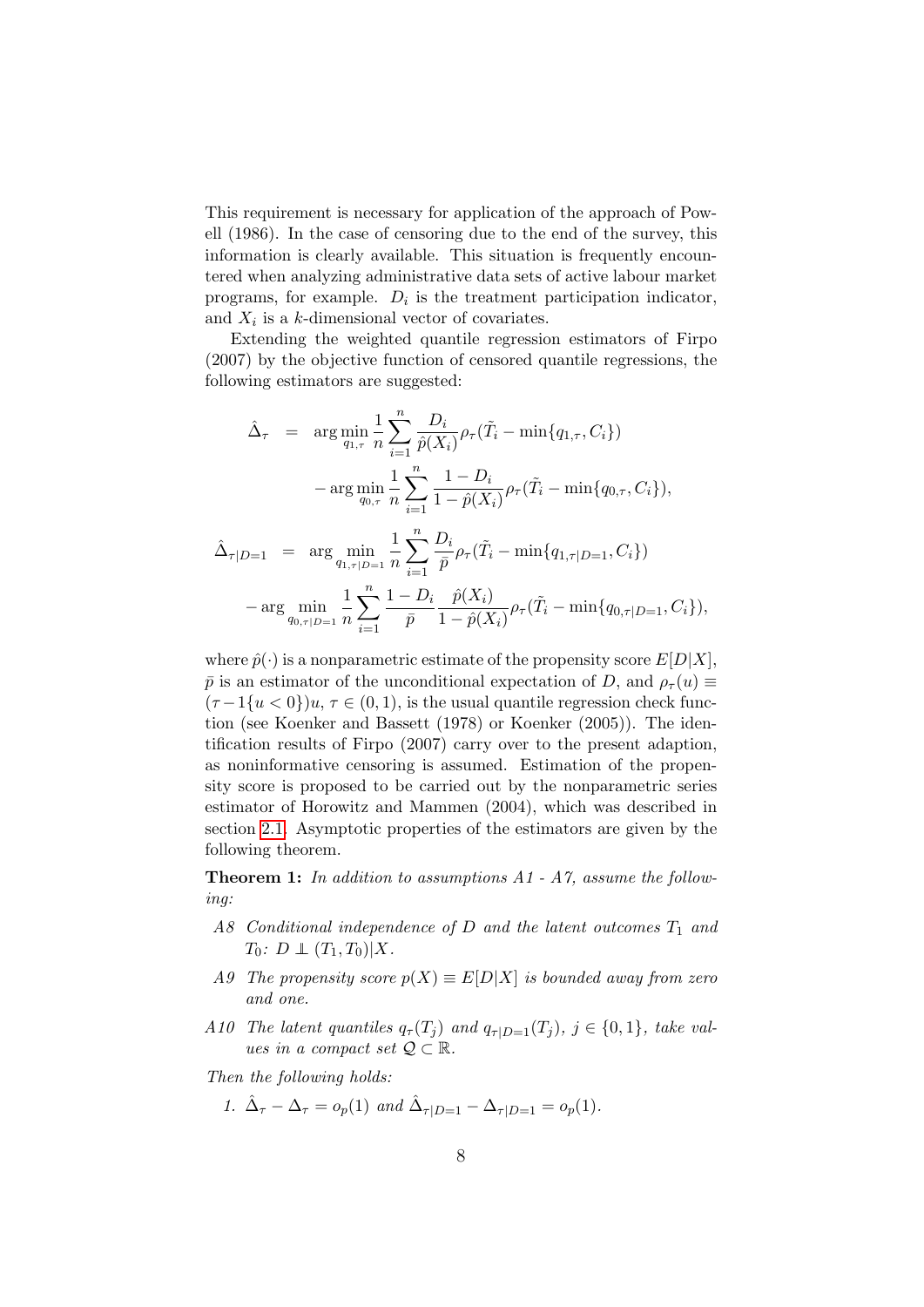This requirement is necessary for application of the approach of Powell (1986). In the case of censoring due to the end of the survey, this information is clearly available. This situation is frequently encountered when analyzing administrative data sets of active labour market programs, for example. $D_i$ is the treatment participation indicator, and $X_i$ is a $k$-dimensional vector of covariates.

Extending the weighted quantile regression estimators of Firpo (2007) by the objective function of censored quantile regressions, the following estimators are suggested:

$$
\begin{aligned}
\hat{\Delta}_{\tau} &= \arg\min_{q_{1,\tau}} \frac{1}{n}\sum_{i=1}^{n} \frac{D_i}{\hat{p}(X_i)} \rho_{\tau}(\tilde{T}_i - \min\{q_{1,\tau}, C_i\}) \\
&\quad - \arg\min_{q_{0,\tau}} \frac{1}{n}\sum_{i=1}^{n} \frac{1-D_i}{1-\hat{p}(X_i)} \rho_{\tau}(\tilde{T}_i - \min\{q_{0,\tau}, C_i\}),
\end{aligned}
$$

$$
\begin{aligned}
\hat{\Delta}_{\tau|D=1} &= \arg\min_{q_{1,\tau|D=1}} \frac{1}{n}\sum_{i=1}^{n} \frac{D_i}{\bar{p}} \rho_{\tau}(\tilde{T}_i - \min\{q_{1,\tau|D=1}, C_i\}) \\
&\quad - \arg\min_{q_{0,\tau|D=1}} \frac{1}{n}\sum_{i=1}^{n} \frac{1-D_i}{\bar{p}} \frac{\hat{p}(X_i)}{1-\hat{p}(X_i)} \rho_{\tau}(\tilde{T}_i - \min\{q_{0,\tau|D=1}, C_i\}),
\end{aligned}
$$

where $\hat{p}(\cdot)$ is a nonparametric estimate of the propensity score $E[D|X]$, $\bar{p}$ is an estimator of the unconditional expectation of $D$, and $\rho_{\tau}(u) \equiv (\tau - 1\{u < 0\})u$, $\tau \in (0,1)$, is the usual quantile regression check function (see Koenker and Bassett (1978) or Koenker (2005)). The identification results of Firpo (2007) carry over to the present adaption, as noninformative censoring is assumed. Estimation of the propensity score is proposed to be carried out by the nonparametric series estimator of Horowitz and Mammen (2004), which was described in section 2.1. Asymptotic properties of the estimators are given by the following theorem.

**Theorem 1:** *In addition to assumptions A1 - A7, assume the following:*

- *A8 Conditional independence of $D$ and the latent outcomes $T_1$ and $T_0$: $D \perp\!\!\!\perp (T_1, T_0)|X$.*
- *A9 The propensity score $p(X) \equiv E[D|X]$ is bounded away from zero and one.*
- *A10 The latent quantiles $q_{\tau}(T_j)$ and $q_{\tau|D=1}(T_j)$, $j \in \{0,1\}$, take values in a compact set $\mathcal{Q} \subset \mathbb{R}$.*

*Then the following holds:*

1. $\hat{\Delta}_{\tau} - \Delta_{\tau} = o_p(1)$ *and* $\hat{\Delta}_{\tau|D=1} - \Delta_{\tau|D=1} = o_p(1)$.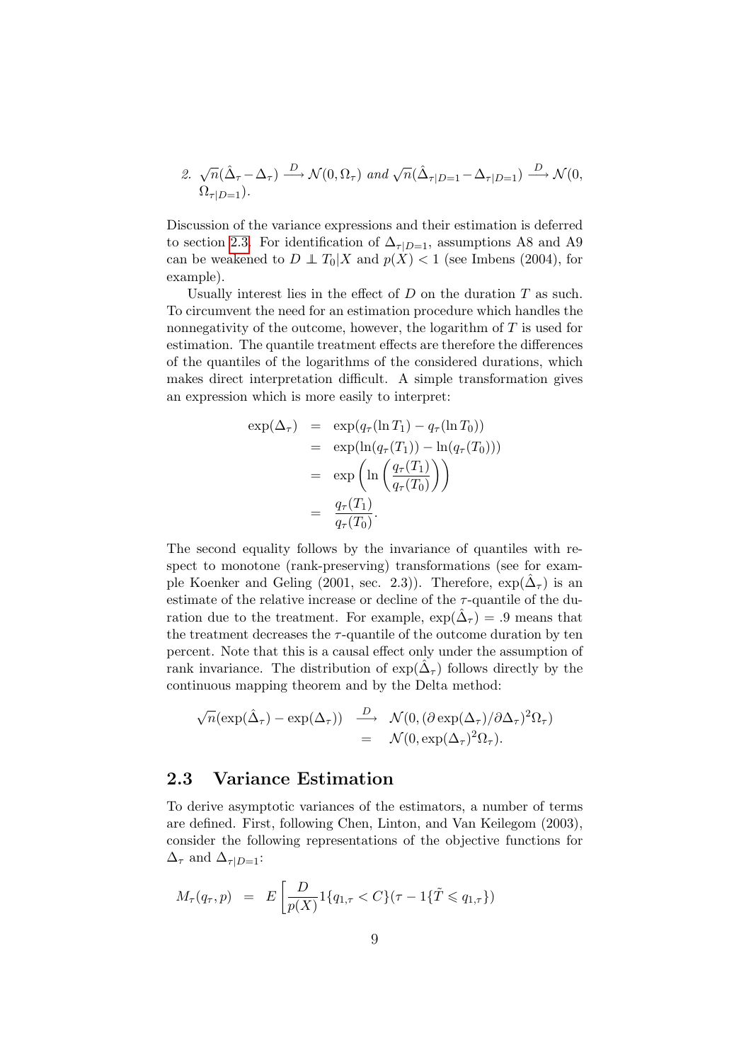2. $\sqrt{n}(\hat{\Delta}_\tau - \Delta_\tau) \xrightarrow{D} \mathcal{N}(0, \Omega_\tau)$ *and* $\sqrt{n}(\hat{\Delta}_{\tau|D=1} - \Delta_{\tau|D=1}) \xrightarrow{D} \mathcal{N}(0, \Omega_{\tau|D=1})$.

Discussion of the variance expressions and their estimation is deferred to section 2.3. For identification of $\Delta_{\tau|D=1}$, assumptions A8 and A9 can be weakened to $D \perp\!\!\!\perp T_0|X$ and $p(X) < 1$ (see Imbens (2004), for example).

Usually interest lies in the effect of $D$ on the duration $T$ as such. To circumvent the need for an estimation procedure which handles the nonnegativity of the outcome, however, the logarithm of $T$ is used for estimation. The quantile treatment effects are therefore the differences of the quantiles of the logarithms of the considered durations, which makes direct interpretation difficult. A simple transformation gives an expression which is more easily to interpret:

$$
\begin{aligned}
\exp(\Delta_\tau) &= \exp(q_\tau(\ln T_1) - q_\tau(\ln T_0)) \\
&= \exp(\ln(q_\tau(T_1)) - \ln(q_\tau(T_0))) \\
&= \exp\left(\ln\left(\frac{q_\tau(T_1)}{q_\tau(T_0)}\right)\right) \\
&= \frac{q_\tau(T_1)}{q_\tau(T_0)}.
\end{aligned}
$$

The second equality follows by the invariance of quantiles with respect to monotone (rank-preserving) transformations (see for example Koenker and Geling (2001, sec. 2.3)). Therefore, $\exp(\hat{\Delta}_\tau)$ is an estimate of the relative increase or decline of the $\tau$-quantile of the duration due to the treatment. For example, $\exp(\hat{\Delta}_\tau) = .9$ means that the treatment decreases the $\tau$-quantile of the outcome duration by ten percent. Note that this is a causal effect only under the assumption of rank invariance. The distribution of $\exp(\hat{\Delta}_\tau)$ follows directly by the continuous mapping theorem and by the Delta method:

$$
\begin{aligned}
\sqrt{n}(\exp(\hat{\Delta}_\tau) - \exp(\Delta_\tau)) &\xrightarrow{D} \mathcal{N}(0, (\partial \exp(\Delta_\tau)/\partial \Delta_\tau)^2 \Omega_\tau) \\
&= \mathcal{N}(0, \exp(\Delta_\tau)^2 \Omega_\tau).
\end{aligned}
$$

## 2.3 Variance Estimation

To derive asymptotic variances of the estimators, a number of terms are defined. First, following Chen, Linton, and Van Keilegom (2003), consider the following representations of the objective functions for $\Delta_\tau$ and $\Delta_{\tau|D=1}$:

$$
M_\tau(q_\tau, p) = E\left[\frac{D}{p(X)} 1\{q_{1,\tau} < C\}(\tau - 1\{\tilde{T} \leqslant q_{1,\tau}\})\right.
$$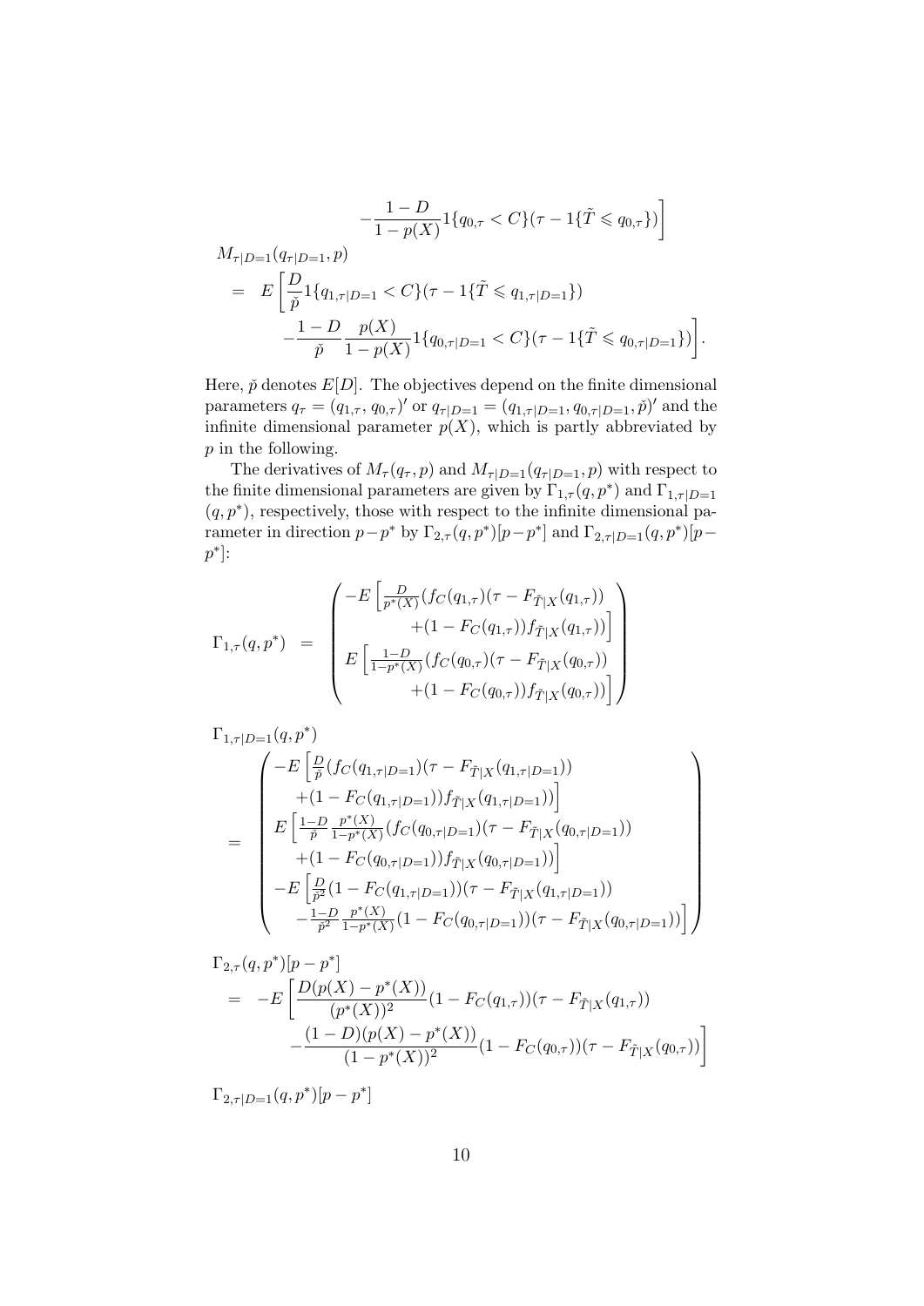$$
-\frac{1-D}{1-p(X)} 1\{q_{0,\tau} < C\}(\tau - 1\{\tilde{T} \leqslant q_{0,\tau}\})\Bigg]
$$

$$
\begin{aligned}
& M_{\tau|D=1}(q_{\tau|D=1}, p) \\
&= E\Bigg[\frac{D}{\check{p}} 1\{q_{1,\tau|D=1} < C\}(\tau - 1\{\tilde{T} \leqslant q_{1,\tau|D=1}\}) \\
&\qquad - \frac{1-D}{\check{p}} \frac{p(X)}{1-p(X)} 1\{q_{0,\tau|D=1} < C\}(\tau - 1\{\tilde{T} \leqslant q_{0,\tau|D=1}\})\Bigg].
\end{aligned}
$$

Here, $\check{p}$ denotes $E[D]$. The objectives depend on the finite dimensional parameters $q_\tau = (q_{1,\tau}, q_{0,\tau})'$ or $q_{\tau|D=1} = (q_{1,\tau|D=1}, q_{0,\tau|D=1}, \check{p})'$ and the infinite dimensional parameter $p(X)$, which is partly abbreviated by $p$ in the following.

The derivatives of $M_\tau(q_\tau, p)$ and $M_{\tau|D=1}(q_{\tau|D=1}, p)$ with respect to the finite dimensional parameters are given by $\Gamma_{1,\tau}(q, p^*)$ and $\Gamma_{1,\tau|D=1}(q, p^*)$, respectively, those with respect to the infinite dimensional parameter in direction $p - p^*$ by $\Gamma_{2,\tau}(q, p^*)[p - p^*]$ and $\Gamma_{2,\tau|D=1}(q, p^*)[p - p^*]$:

$$
\Gamma_{1,\tau}(q, p^*) = \begin{pmatrix}
-E\Big[\frac{D}{p^*(X)}(f_C(q_{1,\tau})(\tau - F_{\tilde{T}|X}(q_{1,\tau})) \\
\qquad + (1 - F_C(q_{1,\tau}))f_{\tilde{T}|X}(q_{1,\tau}))\Big] \\
E\Big[\frac{1-D}{1-p^*(X)}(f_C(q_{0,\tau})(\tau - F_{\tilde{T}|X}(q_{0,\tau})) \\
\qquad + (1 - F_C(q_{0,\tau}))f_{\tilde{T}|X}(q_{0,\tau}))\Big]
\end{pmatrix}
$$

$$
\begin{aligned}
& \Gamma_{1,\tau|D=1}(q, p^*) \\
&= \begin{pmatrix}
-E\Big[\frac{D}{\check{p}}(f_C(q_{1,\tau|D=1})(\tau - F_{\tilde{T}|X}(q_{1,\tau|D=1})) \\
\quad + (1 - F_C(q_{1,\tau|D=1}))f_{\tilde{T}|X}(q_{1,\tau|D=1}))\Big] \\
E\Big[\frac{1-D}{\check{p}} \frac{p^*(X)}{1-p^*(X)}(f_C(q_{0,\tau|D=1})(\tau - F_{\tilde{T}|X}(q_{0,\tau|D=1})) \\
\quad + (1 - F_C(q_{0,\tau|D=1}))f_{\tilde{T}|X}(q_{0,\tau|D=1}))\Big] \\
-E\Big[\frac{D}{\check{p}^2}(1 - F_C(q_{1,\tau|D=1}))(\tau - F_{\tilde{T}|X}(q_{1,\tau|D=1})) \\
\quad - \frac{1-D}{\check{p}^2} \frac{p^*(X)}{1-p^*(X)}(1 - F_C(q_{0,\tau|D=1}))(\tau - F_{\tilde{T}|X}(q_{0,\tau|D=1}))\Big]
\end{pmatrix}
\end{aligned}
$$

$$
\begin{aligned}
& \Gamma_{2,\tau}(q, p^*)[p - p^*] \\
&= -E\Bigg[\frac{D(p(X) - p^*(X))}{(p^*(X))^2}(1 - F_C(q_{1,\tau}))(\tau - F_{\tilde{T}|X}(q_{1,\tau})) \\
&\qquad - \frac{(1-D)(p(X) - p^*(X))}{(1-p^*(X))^2}(1 - F_C(q_{0,\tau}))(\tau - F_{\tilde{T}|X}(q_{0,\tau}))\Bigg]
\end{aligned}
$$

$$
\Gamma_{2,\tau|D=1}(q, p^*)[p - p^*]
$$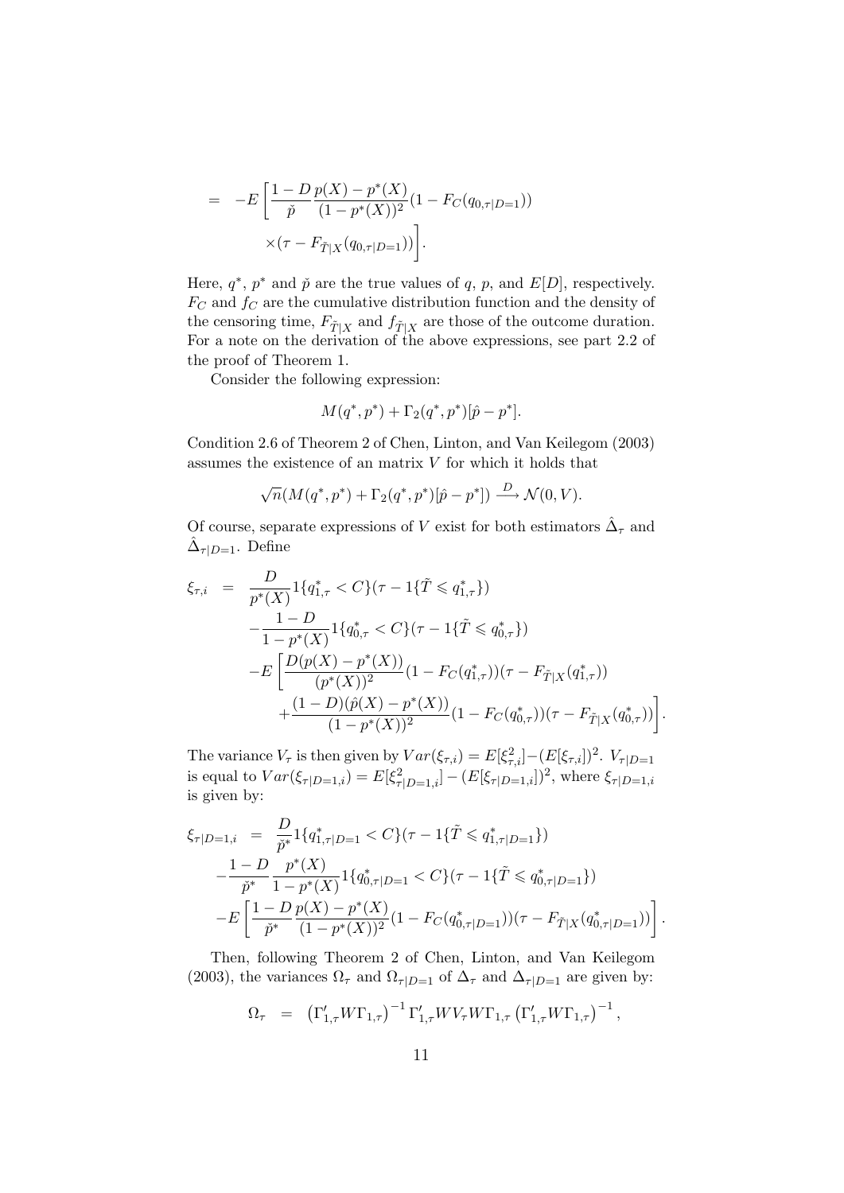$$
\begin{aligned}
= \quad & -E\left[\frac{1-D}{\check{p}}\frac{p(X)-p^*(X)}{(1-p^*(X))^2}(1-F_C(q_{0,\tau|D=1}))\right.\\
& \left.\times(\tau - F_{\tilde{T}|X}(q_{0,\tau|D=1}))\right].
\end{aligned}
$$

Here, $q^*$, $p^*$ and $\check{p}$ are the true values of $q$, $p$, and $E[D]$, respectively. $F_C$ and $f_C$ are the cumulative distribution function and the density of the censoring time, $F_{\tilde{T}|X}$ and $f_{\tilde{T}|X}$ are those of the outcome duration. For a note on the derivation of the above expressions, see part 2.2 of the proof of Theorem 1.

Consider the following expression:

$$
M(q^*,p^*) + \Gamma_2(q^*,p^*)[\hat{p}-p^*].
$$

Condition 2.6 of Theorem 2 of Chen, Linton, and Van Keilegom (2003) assumes the existence of an matrix $V$ for which it holds that

$$
\sqrt{n}(M(q^*,p^*) + \Gamma_2(q^*,p^*)[\hat{p}-p^*]) \xrightarrow{D} \mathcal{N}(0,V).
$$

Of course, separate expressions of $V$ exist for both estimators $\hat{\Delta}_\tau$ and $\hat{\Delta}_{\tau|D=1}$. Define

$$
\begin{aligned}
\xi_{\tau,i} \quad = \quad & \frac{D}{p^*(X)}1\{q^*_{1,\tau} < C\}(\tau - 1\{\tilde{T} \leqslant q^*_{1,\tau}\})\\
& -\frac{1-D}{1-p^*(X)}1\{q^*_{0,\tau} < C\}(\tau - 1\{\tilde{T} \leqslant q^*_{0,\tau}\})\\
& -E\left[\frac{D(p(X)-p^*(X))}{(p^*(X))^2}(1-F_C(q^*_{1,\tau}))(\tau - F_{\tilde{T}|X}(q^*_{1,\tau}))\right.\\
& \quad \left.+\frac{(1-D)(\hat{p}(X)-p^*(X))}{(1-p^*(X))^2}(1-F_C(q^*_{0,\tau}))(\tau - F_{\tilde{T}|X}(q^*_{0,\tau}))\right].
\end{aligned}
$$

The variance $V_\tau$ is then given by $Var(\xi_{\tau,i}) = E[\xi^2_{\tau,i}] - (E[\xi_{\tau,i}])^2$. $V_{\tau|D=1}$ is equal to $Var(\xi_{\tau|D=1,i}) = E[\xi^2_{\tau|D=1,i}] - (E[\xi_{\tau|D=1,i}])^2$, where $\xi_{\tau|D=1,i}$ is given by:

$$
\begin{aligned}
\xi_{\tau|D=1,i} \quad = \quad & \frac{D}{\check{p}^*}1\{q^*_{1,\tau|D=1} < C\}(\tau - 1\{\tilde{T} \leqslant q^*_{1,\tau|D=1}\})\\
& -\frac{1-D}{\check{p}^*}\frac{p^*(X)}{1-p^*(X)}1\{q^*_{0,\tau|D=1} < C\}(\tau - 1\{\tilde{T} \leqslant q^*_{0,\tau|D=1}\})\\
& -E\left[\frac{1-D}{\check{p}^*}\frac{p(X)-p^*(X)}{(1-p^*(X))^2}(1-F_C(q^*_{0,\tau|D=1}))(\tau - F_{\tilde{T}|X}(q^*_{0,\tau|D=1}))\right].
\end{aligned}
$$

Then, following Theorem 2 of Chen, Linton, and Van Keilegom (2003), the variances $\Omega_\tau$ and $\Omega_{\tau|D=1}$ of $\Delta_\tau$ and $\Delta_{\tau|D=1}$ are given by:

$$
\Omega_\tau \quad = \quad \left(\Gamma'_{1,\tau}W\Gamma_{1,\tau}\right)^{-1}\Gamma'_{1,\tau}WV_\tau W\Gamma_{1,\tau}\left(\Gamma'_{1,\tau}W\Gamma_{1,\tau}\right)^{-1},
$$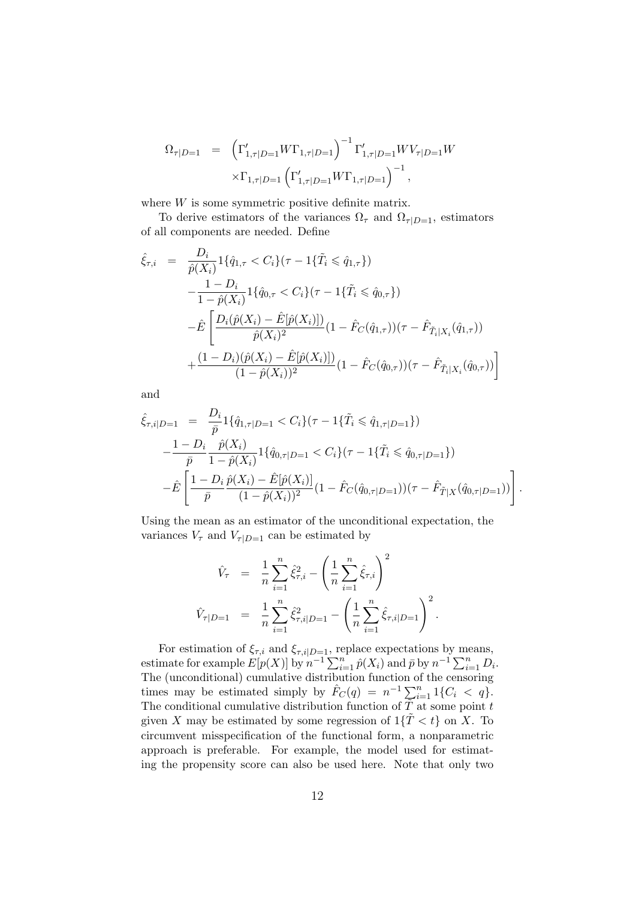$$
\begin{aligned}
\Omega_{\tau|D=1} &= \left(\Gamma'_{1,\tau|D=1} W \Gamma_{1,\tau|D=1}\right)^{-1} \Gamma'_{1,\tau|D=1} W V_{\tau|D=1} W \\
&\quad \times \Gamma_{1,\tau|D=1} \left(\Gamma'_{1,\tau|D=1} W \Gamma_{1,\tau|D=1}\right)^{-1},
\end{aligned}
$$

where $W$ is some symmetric positive definite matrix.

To derive estimators of the variances $\Omega_\tau$ and $\Omega_{\tau|D=1}$, estimators of all components are needed. Define

$$
\begin{aligned}
\hat{\xi}_{\tau,i} &= \frac{D_i}{\hat{p}(X_i)} 1\{\hat{q}_{1,\tau} < C_i\}(\tau - 1\{\tilde{T}_i \leqslant \hat{q}_{1,\tau}\}) \\
&\quad - \frac{1-D_i}{1-\hat{p}(X_i)} 1\{\hat{q}_{0,\tau} < C_i\}(\tau - 1\{\tilde{T}_i \leqslant \hat{q}_{0,\tau}\}) \\
&\quad - \hat{E}\left[\frac{D_i(\hat{p}(X_i) - \hat{E}[\hat{p}(X_i)])}{\hat{p}(X_i)^2}(1 - \hat{F}_C(\hat{q}_{1,\tau}))(\tau - \hat{F}_{\tilde{T}_i|X_i}(\hat{q}_{1,\tau}))\right. \\
&\quad \left. + \frac{(1-D_i)(\hat{p}(X_i) - \hat{E}[\hat{p}(X_i)])}{(1-\hat{p}(X_i))^2}(1 - \hat{F}_C(\hat{q}_{0,\tau}))(\tau - \hat{F}_{\tilde{T}_i|X_i}(\hat{q}_{0,\tau}))\right]
\end{aligned}
$$

and

$$
\begin{aligned}
\hat{\xi}_{\tau,i|D=1} &= \frac{D_i}{\bar{p}} 1\{\hat{q}_{1,\tau|D=1} < C_i\}(\tau - 1\{\tilde{T}_i \leqslant \hat{q}_{1,\tau|D=1}\}) \\
&\quad - \frac{1-D_i}{\bar{p}} \frac{\hat{p}(X_i)}{1-\hat{p}(X_i)} 1\{\hat{q}_{0,\tau|D=1} < C_i\}(\tau - 1\{\tilde{T}_i \leqslant \hat{q}_{0,\tau|D=1}\}) \\
&\quad - \hat{E}\left[\frac{1-D_i}{\bar{p}} \frac{\hat{p}(X_i) - \hat{E}[\hat{p}(X_i)]}{(1-\hat{p}(X_i))^2}(1 - \hat{F}_C(\hat{q}_{0,\tau|D=1}))(\tau - \hat{F}_{\tilde{T}|X}(\hat{q}_{0,\tau|D=1}))\right].
\end{aligned}
$$

Using the mean as an estimator of the unconditional expectation, the variances $V_\tau$ and $V_{\tau|D=1}$ can be estimated by

$$
\begin{aligned}
\hat{V}_\tau &= \frac{1}{n}\sum_{i=1}^n \hat{\xi}_{\tau,i}^2 - \left(\frac{1}{n}\sum_{i=1}^n \hat{\xi}_{\tau,i}\right)^2 \\
\hat{V}_{\tau|D=1} &= \frac{1}{n}\sum_{i=1}^n \hat{\xi}_{\tau,i|D=1}^2 - \left(\frac{1}{n}\sum_{i=1}^n \hat{\xi}_{\tau,i|D=1}\right)^2.
\end{aligned}
$$

For estimation of $\xi_{\tau,i}$ and $\xi_{\tau,i|D=1}$, replace expectations by means, estimate for example $E[p(X)]$ by $n^{-1}\sum_{i=1}^n \hat{p}(X_i)$ and $\bar{p}$ by $n^{-1}\sum_{i=1}^n D_i$. The (unconditional) cumulative distribution function of the censoring times may be estimated simply by $\hat{F}_C(q) = n^{-1}\sum_{i=1}^n 1\{C_i < q\}$. The conditional cumulative distribution function of $\tilde{T}$ at some point $t$ given $X$ may be estimated by some regression of $1\{\tilde{T} < t\}$ on $X$. To circumvent misspecification of the functional form, a nonparametric approach is preferable. For example, the model used for estimating the propensity score can also be used here. Note that only two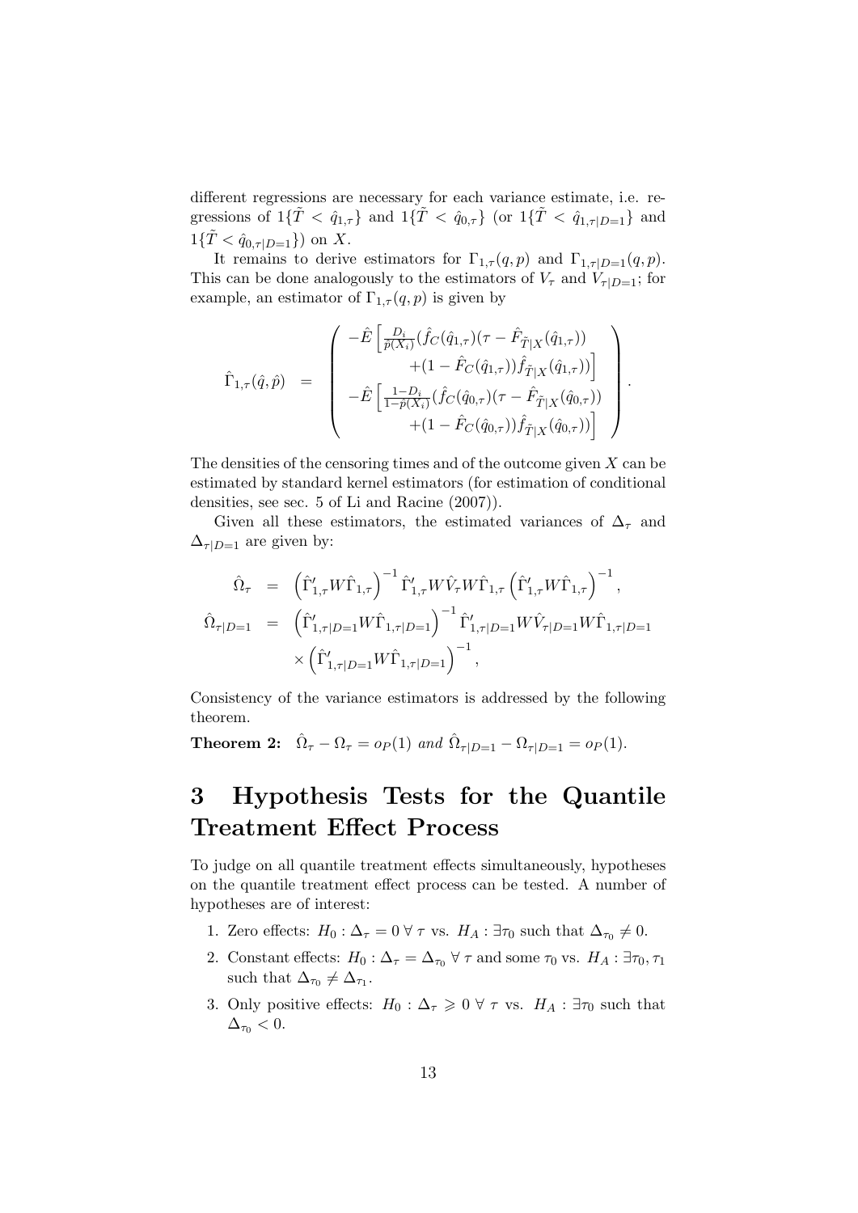different regressions are necessary for each variance estimate, i.e. regressions of $1\{\tilde{T} < \hat{q}_{1,\tau}\}$ and $1\{\tilde{T} < \hat{q}_{0,\tau}\}$ (or $1\{\tilde{T} < \hat{q}_{1,\tau|D=1}\}$ and $1\{\tilde{T} < \hat{q}_{0,\tau|D=1}\}$) on $X$.

It remains to derive estimators for $\Gamma_{1,\tau}(q,p)$ and $\Gamma_{1,\tau|D=1}(q,p)$. This can be done analogously to the estimators of $V_\tau$ and $V_{\tau|D=1}$; for example, an estimator of $\Gamma_{1,\tau}(q,p)$ is given by

$$
\hat{\Gamma}_{1,\tau}(\hat{q},\hat{p}) = \begin{pmatrix} -\hat{E}\left[\frac{D_i}{\hat{p}(X_i)}(\hat{f}_C(\hat{q}_{1,\tau})(\tau - \hat{F}_{\tilde{T}|X}(\hat{q}_{1,\tau})) \right. \\ \left. \qquad +(1-\hat{F}_C(\hat{q}_{1,\tau}))\hat{f}_{\tilde{T}|X}(\hat{q}_{1,\tau}))\right] \\ -\hat{E}\left[\frac{1-D_i}{1-\hat{p}(X_i)}(\hat{f}_C(\hat{q}_{0,\tau})(\tau - \hat{F}_{\tilde{T}|X}(\hat{q}_{0,\tau})) \right. \\ \left. \qquad +(1-\hat{F}_C(\hat{q}_{0,\tau}))\hat{f}_{\tilde{T}|X}(\hat{q}_{0,\tau}))\right] \end{pmatrix}.
$$

The densities of the censoring times and of the outcome given $X$ can be estimated by standard kernel estimators (for estimation of conditional densities, see sec. 5 of Li and Racine (2007)).

Given all these estimators, the estimated variances of $\Delta_\tau$ and $\Delta_{\tau|D=1}$ are given by:

$$
\begin{aligned}
\hat{\Omega}_\tau &= \left(\hat{\Gamma}'_{1,\tau}W\hat{\Gamma}_{1,\tau}\right)^{-1}\hat{\Gamma}'_{1,\tau}W\hat{V}_\tau W\hat{\Gamma}_{1,\tau}\left(\hat{\Gamma}'_{1,\tau}W\hat{\Gamma}_{1,\tau}\right)^{-1}, \\
\hat{\Omega}_{\tau|D=1} &= \left(\hat{\Gamma}'_{1,\tau|D=1}W\hat{\Gamma}_{1,\tau|D=1}\right)^{-1}\hat{\Gamma}'_{1,\tau|D=1}W\hat{V}_{\tau|D=1}W\hat{\Gamma}_{1,\tau|D=1} \\
&\quad \times\left(\hat{\Gamma}'_{1,\tau|D=1}W\hat{\Gamma}_{1,\tau|D=1}\right)^{-1},
\end{aligned}
$$

Consistency of the variance estimators is addressed by the following theorem.

**Theorem 2:** *$\hat{\Omega}_\tau - \Omega_\tau = o_P(1)$ and $\hat{\Omega}_{\tau|D=1} - \Omega_{\tau|D=1} = o_P(1)$.*

# 3 Hypothesis Tests for the Quantile Treatment Effect Process

To judge on all quantile treatment effects simultaneously, hypotheses on the quantile treatment effect process can be tested. A number of hypotheses are of interest:

1. Zero effects: $H_0 : \Delta_\tau = 0 \; \forall \; \tau$ vs. $H_A : \exists \tau_0$ such that $\Delta_{\tau_0} \neq 0$.
2. Constant effects: $H_0 : \Delta_\tau = \Delta_{\tau_0} \; \forall \; \tau$ and some $\tau_0$ vs. $H_A : \exists \tau_0, \tau_1$ such that $\Delta_{\tau_0} \neq \Delta_{\tau_1}$.
3. Only positive effects: $H_0 : \Delta_\tau \geqslant 0 \; \forall \; \tau$ vs. $H_A : \exists \tau_0$ such that $\Delta_{\tau_0} < 0$.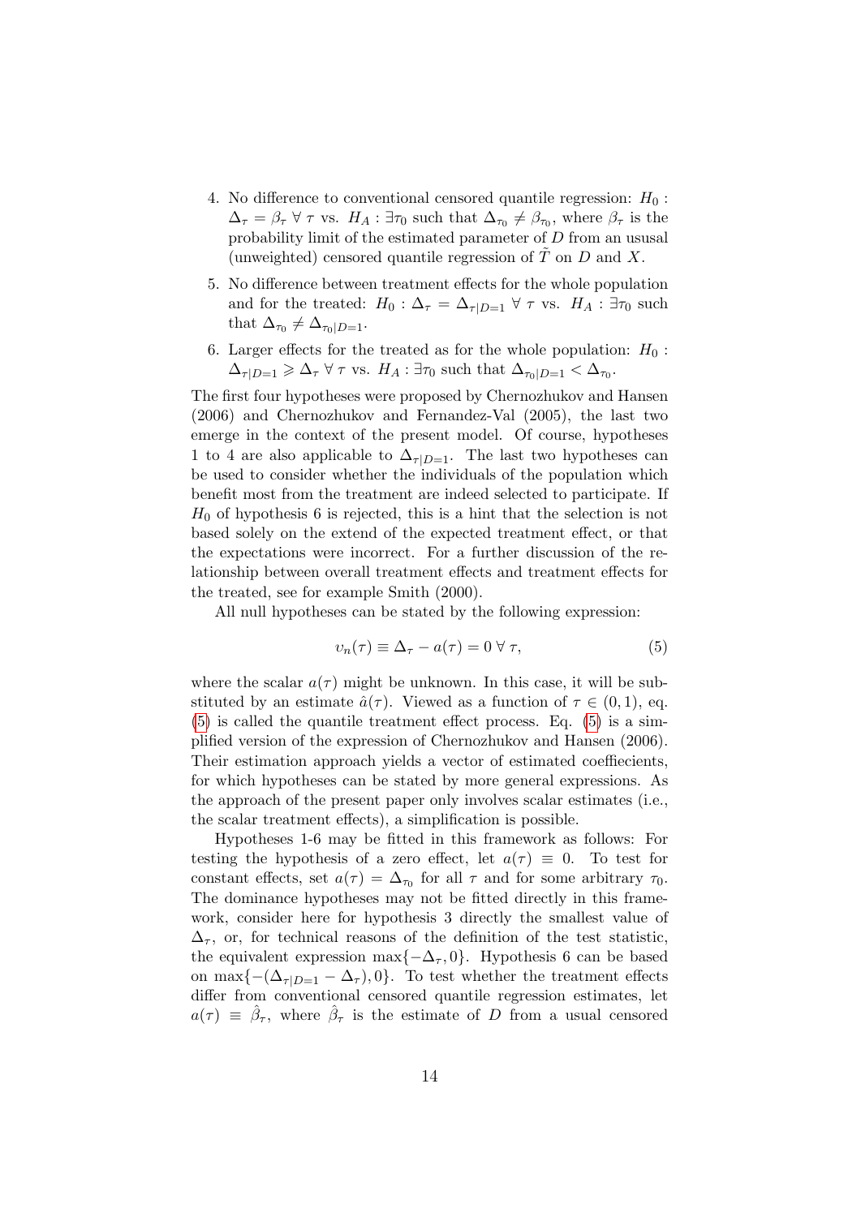4. No difference to conventional censored quantile regression: $H_0 : \Delta_\tau = \beta_\tau \; \forall \; \tau$ vs. $H_A : \exists \tau_0$ such that $\Delta_{\tau_0} \neq \beta_{\tau_0}$, where $\beta_\tau$ is the probability limit of the estimated parameter of $D$ from an ususal (unweighted) censored quantile regression of $\tilde{T}$ on $D$ and $X$.

5. No difference between treatment effects for the whole population and for the treated: $H_0 : \Delta_\tau = \Delta_{\tau|D=1} \; \forall \; \tau$ vs. $H_A : \exists \tau_0$ such that $\Delta_{\tau_0} \neq \Delta_{\tau_0|D=1}$.

6. Larger effects for the treated as for the whole population: $H_0 : \Delta_{\tau|D=1} \geqslant \Delta_\tau \; \forall \; \tau$ vs. $H_A : \exists \tau_0$ such that $\Delta_{\tau_0|D=1} < \Delta_{\tau_0}$.

The first four hypotheses were proposed by Chernozhukov and Hansen (2006) and Chernozhukov and Fernandez-Val (2005), the last two emerge in the context of the present model. Of course, hypotheses 1 to 4 are also applicable to $\Delta_{\tau|D=1}$. The last two hypotheses can be used to consider whether the individuals of the population which benefit most from the treatment are indeed selected to participate. If $H_0$ of hypothesis 6 is rejected, this is a hint that the selection is not based solely on the extend of the expected treatment effect, or that the expectations were incorrect. For a further discussion of the relationship between overall treatment effects and treatment effects for the treated, see for example Smith (2000).

All null hypotheses can be stated by the following expression:

$$\upsilon_n(\tau) \equiv \Delta_\tau - a(\tau) = 0 \; \forall \; \tau, \tag{5}$$

where the scalar $a(\tau)$ might be unknown. In this case, it will be substituted by an estimate $\hat{a}(\tau)$. Viewed as a function of $\tau \in (0, 1)$, eq. (5) is called the quantile treatment effect process. Eq. (5) is a simplified version of the expression of Chernozhukov and Hansen (2006). Their estimation approach yields a vector of estimated coeffiecients, for which hypotheses can be stated by more general expressions. As the approach of the present paper only involves scalar estimates (i.e., the scalar treatment effects), a simplification is possible.

Hypotheses 1-6 may be fitted in this framework as follows: For testing the hypothesis of a zero effect, let $a(\tau) \equiv 0$. To test for constant effects, set $a(\tau) = \Delta_{\tau_0}$ for all $\tau$ and for some arbitrary $\tau_0$. The dominance hypotheses may not be fitted directly in this framework, consider here for hypothesis 3 directly the smallest value of $\Delta_\tau$, or, for technical reasons of the definition of the test statistic, the equivalent expression $\max\{-\Delta_\tau, 0\}$. Hypothesis 6 can be based on $\max\{-(\Delta_{\tau|D=1} - \Delta_\tau), 0\}$. To test whether the treatment effects differ from conventional censored quantile regression estimates, let $a(\tau) \equiv \hat{\beta}_\tau$, where $\hat{\beta}_\tau$ is the estimate of $D$ from a usual censored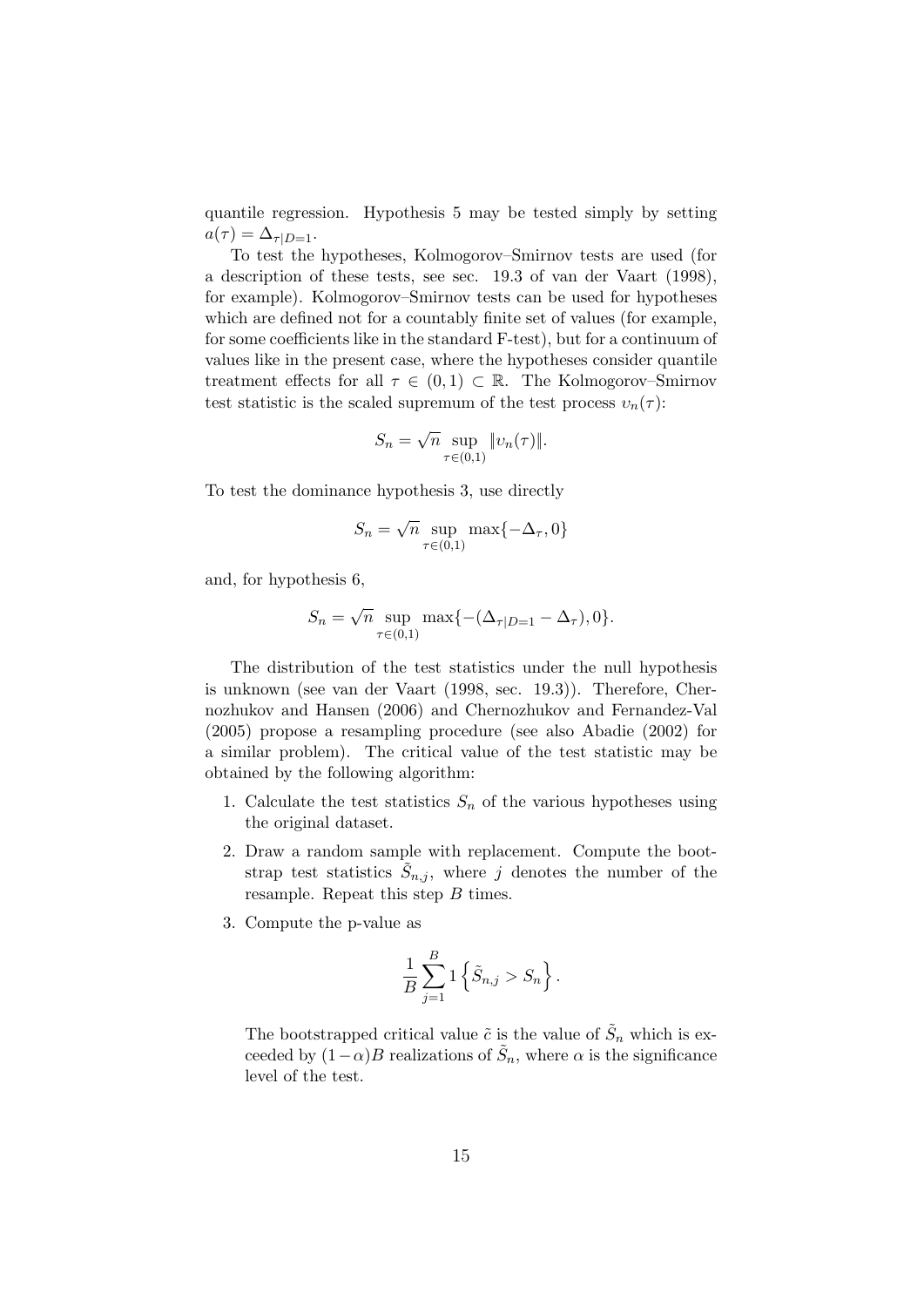quantile regression. Hypothesis 5 may be tested simply by setting $a(\tau) = \Delta_{\tau|D=1}$.

To test the hypotheses, Kolmogorov–Smirnov tests are used (for a description of these tests, see sec. 19.3 of van der Vaart (1998), for example). Kolmogorov–Smirnov tests can be used for hypotheses which are defined not for a countably finite set of values (for example, for some coefficients like in the standard F-test), but for a continuum of values like in the present case, where the hypotheses consider quantile treatment effects for all $\tau \in (0,1) \subset \mathbb{R}$. The Kolmogorov–Smirnov test statistic is the scaled supremum of the test process $\upsilon_n(\tau)$:

$$S_n = \sqrt{n} \sup_{\tau \in (0,1)} \|\upsilon_n(\tau)\|.$$

To test the dominance hypothesis 3, use directly

$$S_n = \sqrt{n} \sup_{\tau \in (0,1)} \max\{-\Delta_\tau, 0\}$$

and, for hypothesis 6,

$$S_n = \sqrt{n} \sup_{\tau \in (0,1)} \max\{-(\Delta_{\tau|D=1} - \Delta_\tau), 0\}.$$

The distribution of the test statistics under the null hypothesis is unknown (see van der Vaart (1998, sec. 19.3)). Therefore, Chernozhukov and Hansen (2006) and Chernozhukov and Fernandez-Val (2005) propose a resampling procedure (see also Abadie (2002) for a similar problem). The critical value of the test statistic may be obtained by the following algorithm:

1. Calculate the test statistics $S_n$ of the various hypotheses using the original dataset.
2. Draw a random sample with replacement. Compute the bootstrap test statistics $\tilde{S}_{n,j}$, where $j$ denotes the number of the resample. Repeat this step $B$ times.
3. Compute the p-value as

$$\frac{1}{B} \sum_{j=1}^{B} 1\left\{\tilde{S}_{n,j} > S_n\right\}.$$

The bootstrapped critical value $\tilde{c}$ is the value of $\tilde{S}_n$ which is exceeded by $(1-\alpha)B$ realizations of $\tilde{S}_n$, where $\alpha$ is the significance level of the test.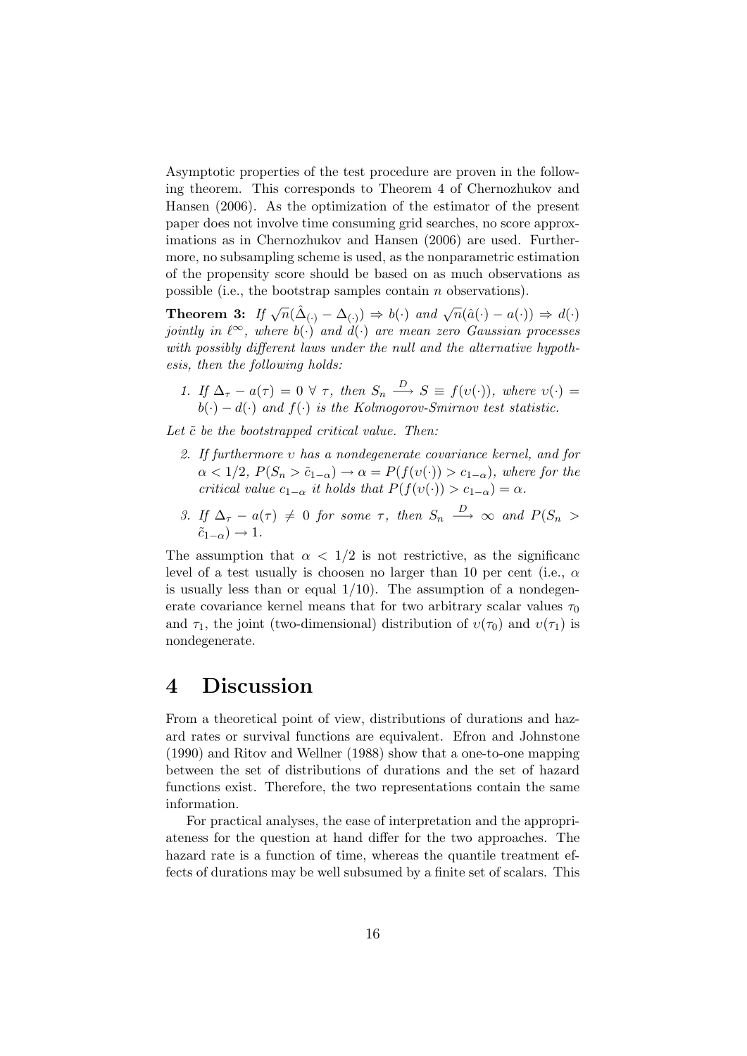Asymptotic properties of the test procedure are proven in the following theorem. This corresponds to Theorem 4 of Chernozhukov and Hansen (2006). As the optimization of the estimator of the present paper does not involve time consuming grid searches, no score approximations as in Chernozhukov and Hansen (2006) are used. Furthermore, no subsampling scheme is used, as the nonparametric estimation of the propensity score should be based on as much observations as possible (i.e., the bootstrap samples contain $n$ observations).

**Theorem 3:** *If $\sqrt{n}(\hat{\Delta}_{(\cdot)} - \Delta_{(\cdot)}) \Rightarrow b(\cdot)$ and $\sqrt{n}(\hat{a}(\cdot) - a(\cdot)) \Rightarrow d(\cdot)$ jointly in $\ell^{\infty}$, where $b(\cdot)$ and $d(\cdot)$ are mean zero Gaussian processes with possibly different laws under the null and the alternative hypothesis, then the following holds:*

1. *If $\Delta_\tau - a(\tau) = 0 \; \forall \; \tau$, then $S_n \xrightarrow{D} S \equiv f(\upsilon(\cdot))$, where $\upsilon(\cdot) = b(\cdot) - d(\cdot)$ and $f(\cdot)$ is the Kolmogorov-Smirnov test statistic.*

*Let $\tilde{c}$ be the bootstrapped critical value. Then:*

2. *If furthermore $\upsilon$ has a nondegenerate covariance kernel, and for $\alpha < 1/2$, $P(S_n > \tilde{c}_{1-\alpha}) \to \alpha = P(f(\upsilon(\cdot)) > c_{1-\alpha})$, where for the critical value $c_{1-\alpha}$ it holds that $P(f(\upsilon(\cdot)) > c_{1-\alpha}) = \alpha$.*

3. *If $\Delta_\tau - a(\tau) \neq 0$ for some $\tau$, then $S_n \xrightarrow{D} \infty$ and $P(S_n > \tilde{c}_{1-\alpha}) \to 1$.*

The assumption that $\alpha < 1/2$ is not restrictive, as the significanc level of a test usually is choosen no larger than 10 per cent (i.e., $\alpha$ is usually less than or equal $1/10$). The assumption of a nondegenerate covariance kernel means that for two arbitrary scalar values $\tau_0$ and $\tau_1$, the joint (two-dimensional) distribution of $\upsilon(\tau_0)$ and $\upsilon(\tau_1)$ is nondegenerate.

# 4 Discussion

From a theoretical point of view, distributions of durations and hazard rates or survival functions are equivalent. Efron and Johnstone (1990) and Ritov and Wellner (1988) show that a one-to-one mapping between the set of distributions of durations and the set of hazard functions exist. Therefore, the two representations contain the same information.

For practical analyses, the ease of interpretation and the appropriateness for the question at hand differ for the two approaches. The hazard rate is a function of time, whereas the quantile treatment effects of durations may be well subsumed by a finite set of scalars. This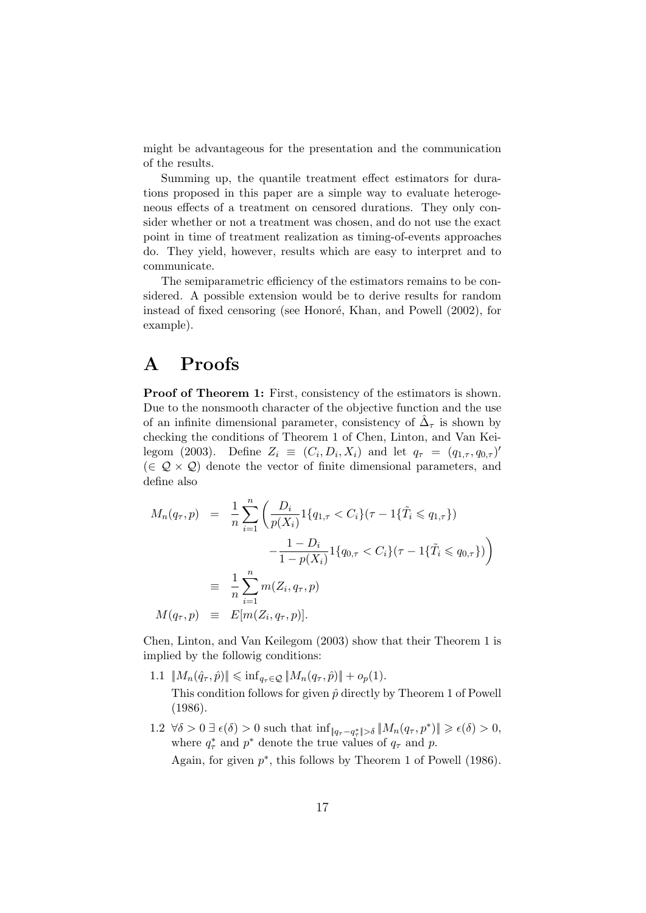might be advantageous for the presentation and the communication of the results.

Summing up, the quantile treatment effect estimators for durations proposed in this paper are a simple way to evaluate heterogeneous effects of a treatment on censored durations. They only consider whether or not a treatment was chosen, and do not use the exact point in time of treatment realization as timing-of-events approaches do. They yield, however, results which are easy to interpret and to communicate.

The semiparametric efficiency of the estimators remains to be considered. A possible extension would be to derive results for random instead of fixed censoring (see Honoré, Khan, and Powell (2002), for example).

# A Proofs

**Proof of Theorem 1:** First, consistency of the estimators is shown. Due to the nonsmooth character of the objective function and the use of an infinite dimensional parameter, consistency of $\hat{\Delta}_\tau$ is shown by checking the conditions of Theorem 1 of Chen, Linton, and Van Keilegom (2003). Define $Z_i \equiv (C_i, D_i, X_i)$ and let $q_\tau = (q_{1,\tau}, q_{0,\tau})'$ ($\in \mathcal{Q} \times \mathcal{Q}$) denote the vector of finite dimensional parameters, and define also

$$
\begin{aligned}
M_n(q_\tau, p) &= \frac{1}{n}\sum_{i=1}^{n}\bigg(\frac{D_i}{p(X_i)}1\{q_{1,\tau} < C_i\}(\tau - 1\{\tilde{T}_i \leqslant q_{1,\tau}\}) \\
&\qquad\qquad - \frac{1-D_i}{1-p(X_i)}1\{q_{0,\tau} < C_i\}(\tau - 1\{\tilde{T}_i \leqslant q_{0,\tau}\})\bigg) \\
&\equiv \frac{1}{n}\sum_{i=1}^{n} m(Z_i, q_\tau, p) \\
M(q_\tau, p) &\equiv E[m(Z_i, q_\tau, p)].
\end{aligned}
$$

Chen, Linton, and Van Keilegom (2003) show that their Theorem 1 is implied by the followig conditions:

1.1 $\|M_n(\hat{q}_\tau, \hat{p})\| \leqslant \inf_{q_\tau \in \mathcal{Q}} \|M_n(q_\tau, \hat{p})\| + o_p(1)$.

   This condition follows for given $\hat{p}$ directly by Theorem 1 of Powell (1986).

1.2 $\forall \delta > 0 \; \exists \, \epsilon(\delta) > 0$ such that $\inf_{\|q_\tau - q_\tau^*\| > \delta} \|M_n(q_\tau, p^*)\| \geqslant \epsilon(\delta) > 0$, where $q_\tau^*$ and $p^*$ denote the true values of $q_\tau$ and $p$.

   Again, for given $p^*$, this follows by Theorem 1 of Powell (1986).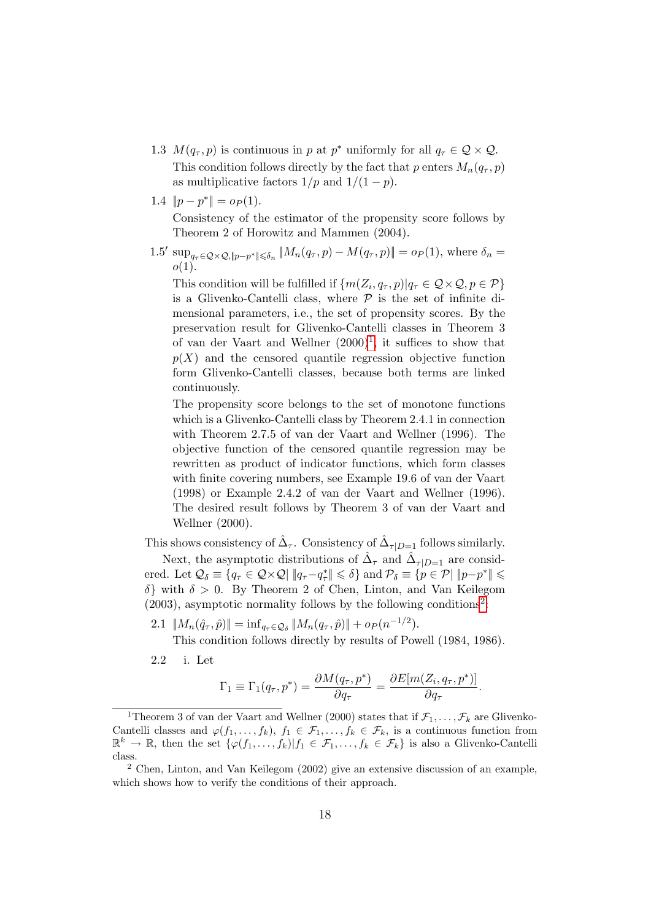1.3 $M(q_\tau, p)$ is continuous in $p$ at $p^*$ uniformly for all $q_\tau \in \mathcal{Q} \times \mathcal{Q}$.

This condition follows directly by the fact that $p$ enters $M_n(q_\tau, p)$ as multiplicative factors $1/p$ and $1/(1-p)$.

1.4 $\|p - p^*\| = o_P(1)$.

Consistency of the estimator of the propensity score follows by Theorem 2 of Horowitz and Mammen (2004).

1.5′ $\sup_{q_\tau \in \mathcal{Q}\times\mathcal{Q}, \|p-p^*\| \leqslant \delta_n} \|M_n(q_\tau, p) - M(q_\tau, p)\| = o_P(1)$, where $\delta_n = o(1)$.

This condition will be fulfilled if $\{m(Z_i, q_\tau, p) | q_\tau \in \mathcal{Q} \times \mathcal{Q}, p \in \mathcal{P}\}$ is a Glivenko-Cantelli class, where $\mathcal{P}$ is the set of infinite dimensional parameters, i.e., the set of propensity scores. By the preservation result for Glivenko-Cantelli classes in Theorem 3 of van der Vaart and Wellner (2000)[1], it suffices to show that $p(X)$ and the censored quantile regression objective function form Glivenko-Cantelli classes, because both terms are linked continuously.

The propensity score belongs to the set of monotone functions which is a Glivenko-Cantelli class by Theorem 2.4.1 in connection with Theorem 2.7.5 of van der Vaart and Wellner (1996). The objective function of the censored quantile regression may be rewritten as product of indicator functions, which form classes with finite covering numbers, see Example 19.6 of van der Vaart (1998) or Example 2.4.2 of van der Vaart and Wellner (1996). The desired result follows by Theorem 3 of van der Vaart and Wellner (2000).

This shows consistency of $\hat{\Delta}_\tau$. Consistency of $\hat{\Delta}_{\tau|D=1}$ follows similarly.

Next, the asymptotic distributions of $\hat{\Delta}_\tau$ and $\hat{\Delta}_{\tau|D=1}$ are considered. Let $\mathcal{Q}_\delta \equiv \{q_\tau \in \mathcal{Q}\times\mathcal{Q} | \|q_\tau - q_\tau^*\| \leqslant \delta\}$ and $\mathcal{P}_\delta \equiv \{p \in \mathcal{P} | \|p - p^*\| \leqslant \delta\}$ with $\delta > 0$. By Theorem 2 of Chen, Linton, and Van Keilegom (2003), asymptotic normality follows by the following conditions[2]:

2.1 $\|M_n(\hat{q}_\tau, \hat{p})\| = \inf_{q_\tau \in \mathcal{Q}_\delta} \|M_n(q_\tau, \hat{p})\| + o_P(n^{-1/2})$.

This condition follows directly by results of Powell (1984, 1986).

2.2 i. Let

$$\Gamma_1 \equiv \Gamma_1(q_\tau, p^*) = \frac{\partial M(q_\tau, p^*)}{\partial q_\tau} = \frac{\partial E[m(Z_i, q_\tau, p^*)]}{\partial q_\tau}.$$

---

[1] Theorem 3 of van der Vaart and Wellner (2000) states that if $\mathcal{F}_1, \ldots, \mathcal{F}_k$ are Glivenko-Cantelli classes and $\varphi(f_1, \ldots, f_k)$, $f_1 \in \mathcal{F}_1, \ldots, f_k \in \mathcal{F}_k$, is a continuous function from $\mathbb{R}^k \to \mathbb{R}$, then the set $\{\varphi(f_1, \ldots, f_k) | f_1 \in \mathcal{F}_1, \ldots, f_k \in \mathcal{F}_k\}$ is also a Glivenko-Cantelli class.

[2] Chen, Linton, and Van Keilegom (2002) give an extensive discussion of an example, which shows how to verify the conditions of their approach.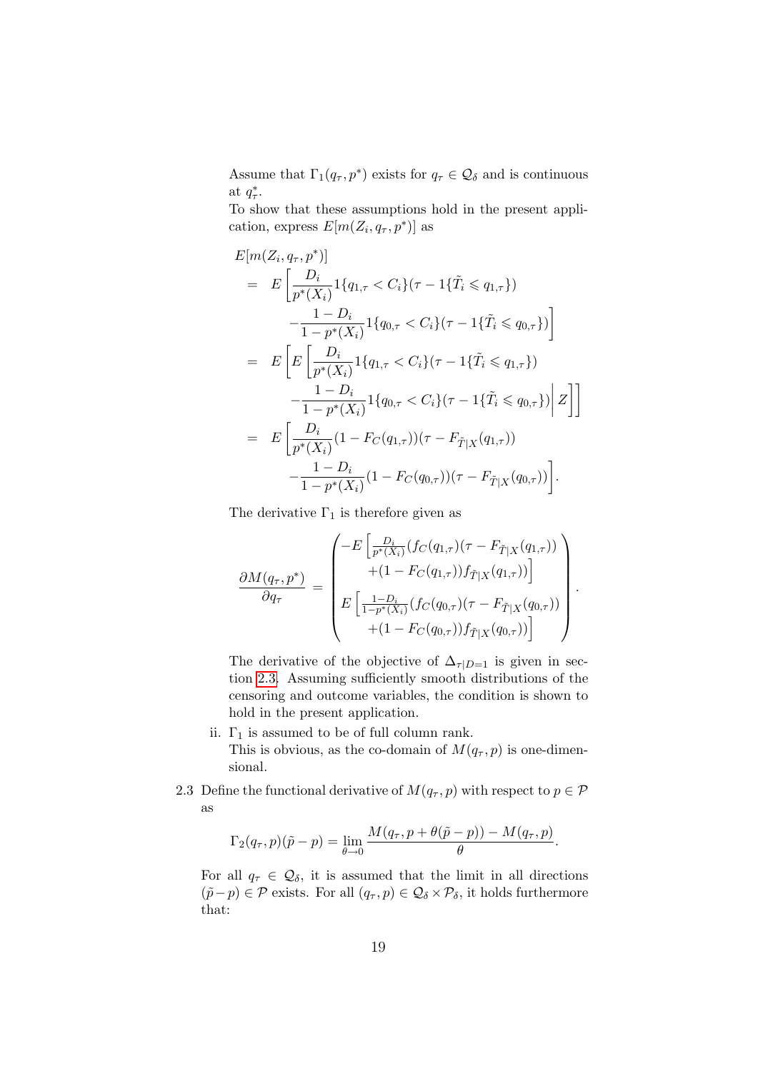Assume that $\Gamma_1(q_\tau, p^*)$ exists for $q_\tau \in \mathcal{Q}_\delta$ and is continuous at $q^*_\tau$.

To show that these assumptions hold in the present application, express $E[m(Z_i, q_\tau, p^*)]$ as

$$
\begin{aligned}
& E[m(Z_i, q_\tau, p^*)] \\
&= E\left[\frac{D_i}{p^*(X_i)} 1\{q_{1,\tau} < C_i\}(\tau - 1\{\tilde{T}_i \leqslant q_{1,\tau}\}) \right. \\
&\qquad \left. - \frac{1-D_i}{1-p^*(X_i)} 1\{q_{0,\tau} < C_i\}(\tau - 1\{\tilde{T}_i \leqslant q_{0,\tau}\})\right] \\
&= E\left[E\left[\frac{D_i}{p^*(X_i)} 1\{q_{1,\tau} < C_i\}(\tau - 1\{\tilde{T}_i \leqslant q_{1,\tau}\}) \right.\right. \\
&\qquad \left.\left. - \frac{1-D_i}{1-p^*(X_i)} 1\{q_{0,\tau} < C_i\}(\tau - 1\{\tilde{T}_i \leqslant q_{0,\tau}\}) \right| Z\right]\right] \\
&= E\left[\frac{D_i}{p^*(X_i)} (1 - F_C(q_{1,\tau}))(\tau - F_{\tilde{T}|X}(q_{1,\tau})) \right. \\
&\qquad \left. - \frac{1-D_i}{1-p^*(X_i)} (1 - F_C(q_{0,\tau}))(\tau - F_{\tilde{T}|X}(q_{0,\tau}))\right].
\end{aligned}
$$

The derivative $\Gamma_1$ is therefore given as

$$
\frac{\partial M(q_\tau, p^*)}{\partial q_\tau} = \begin{pmatrix} -E\left[\frac{D_i}{p^*(X_i)}(f_C(q_{1,\tau})(\tau - F_{\tilde{T}|X}(q_{1,\tau})) \right. \\ \left. +(1 - F_C(q_{1,\tau}))f_{\tilde{T}|X}(q_{1,\tau}))\right] \\ E\left[\frac{1-D_i}{1-p^*(X_i)}(f_C(q_{0,\tau})(\tau - F_{\tilde{T}|X}(q_{0,\tau})) \right. \\ \left. +(1 - F_C(q_{0,\tau}))f_{\tilde{T}|X}(q_{0,\tau}))\right] \end{pmatrix}.
$$

The derivative of the objective of $\Delta_{\tau|D=1}$ is given in section 2.3. Assuming sufficiently smooth distributions of the censoring and outcome variables, the condition is shown to hold in the present application.

ii. $\Gamma_1$ is assumed to be of full column rank.
This is obvious, as the co-domain of $M(q_\tau, p)$ is one-dimensional.

2.3 Define the functional derivative of $M(q_\tau, p)$ with respect to $p \in \mathcal{P}$ as

$$
\Gamma_2(q_\tau, p)(\tilde{p} - p) = \lim_{\theta \to 0} \frac{M(q_\tau, p + \theta(\tilde{p} - p)) - M(q_\tau, p)}{\theta}.
$$

For all $q_\tau \in \mathcal{Q}_\delta$, it is assumed that the limit in all directions $(\tilde{p} - p) \in \mathcal{P}$ exists. For all $(q_\tau, p) \in \mathcal{Q}_\delta \times \mathcal{P}_\delta$, it holds furthermore that: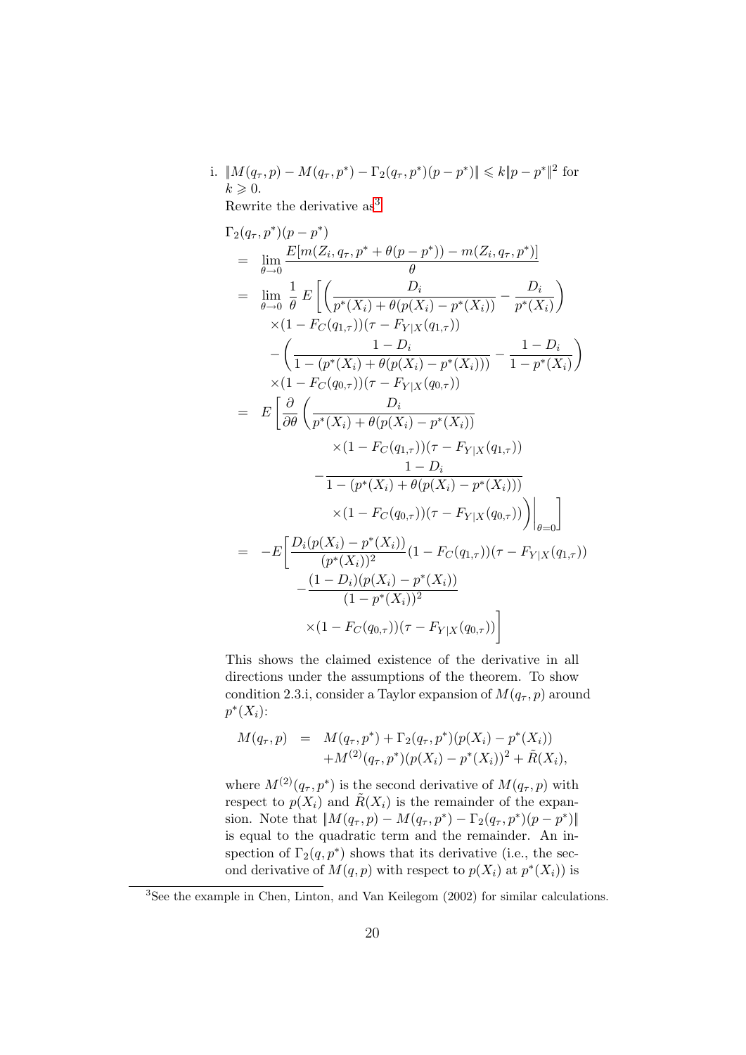i. $\|M(q_\tau, p) - M(q_\tau, p^*) - \Gamma_2(q_\tau, p^*)(p - p^*)\| \leqslant k\|p - p^*\|^2$ for $k \geqslant 0$.

Rewrite the derivative as[3]

$$
\begin{aligned}
&\Gamma_2(q_\tau, p^*)(p - p^*) \\
&= \lim_{\theta \to 0} \frac{E[m(Z_i, q_\tau, p^* + \theta(p - p^*)) - m(Z_i, q_\tau, p^*)]}{\theta} \\
&= \lim_{\theta \to 0} \frac{1}{\theta} E\Bigg[ \left( \frac{D_i}{p^*(X_i) + \theta(p(X_i) - p^*(X_i))} - \frac{D_i}{p^*(X_i)} \right) \\
&\quad \times (1 - F_C(q_{1,\tau}))(\tau - F_{Y|X}(q_{1,\tau})) \\
&\quad - \left( \frac{1 - D_i}{1 - (p^*(X_i) + \theta(p(X_i) - p^*(X_i)))} - \frac{1 - D_i}{1 - p^*(X_i)} \right) \\
&\quad \times (1 - F_C(q_{0,\tau}))(\tau - F_{Y|X}(q_{0,\tau})) \\
&= E\Bigg[ \frac{\partial}{\partial \theta} \Bigg( \frac{D_i}{p^*(X_i) + \theta(p(X_i) - p^*(X_i))} \\
&\qquad \times (1 - F_C(q_{1,\tau}))(\tau - F_{Y|X}(q_{1,\tau})) \\
&\qquad - \frac{1 - D_i}{1 - (p^*(X_i) + \theta(p(X_i) - p^*(X_i)))} \\
&\qquad \times (1 - F_C(q_{0,\tau}))(\tau - F_{Y|X}(q_{0,\tau})) \Bigg) \Bigg|_{\theta = 0} \Bigg] \\
&= -E\Bigg[ \frac{D_i(p(X_i) - p^*(X_i))}{(p^*(X_i))^2} (1 - F_C(q_{1,\tau}))(\tau - F_{Y|X}(q_{1,\tau})) \\
&\qquad - \frac{(1 - D_i)(p(X_i) - p^*(X_i))}{(1 - p^*(X_i))^2} \\
&\qquad \times (1 - F_C(q_{0,\tau}))(\tau - F_{Y|X}(q_{0,\tau})) \Bigg]
\end{aligned}
$$

This shows the claimed existence of the derivative in all directions under the assumptions of the theorem. To show condition 2.3.i, consider a Taylor expansion of $M(q_\tau, p)$ around $p^*(X_i)$:

$$
\begin{aligned}
M(q_\tau, p) &= M(q_\tau, p^*) + \Gamma_2(q_\tau, p^*)(p(X_i) - p^*(X_i)) \\
&\quad + M^{(2)}(q_\tau, p^*)(p(X_i) - p^*(X_i))^2 + \tilde{R}(X_i),
\end{aligned}
$$

where $M^{(2)}(q_\tau, p^*)$ is the second derivative of $M(q_\tau, p)$ with respect to $p(X_i)$ and $\tilde{R}(X_i)$ is the remainder of the expansion. Note that $\|M(q_\tau, p) - M(q_\tau, p^*) - \Gamma_2(q_\tau, p^*)(p - p^*)\|$ is equal to the quadratic term and the remainder. An inspection of $\Gamma_2(q, p^*)$ shows that its derivative (i.e., the second derivative of $M(q, p)$ with respect to $p(X_i)$ at $p^*(X_i)$) is

[3] See the example in Chen, Linton, and Van Keilegom (2002) for similar calculations.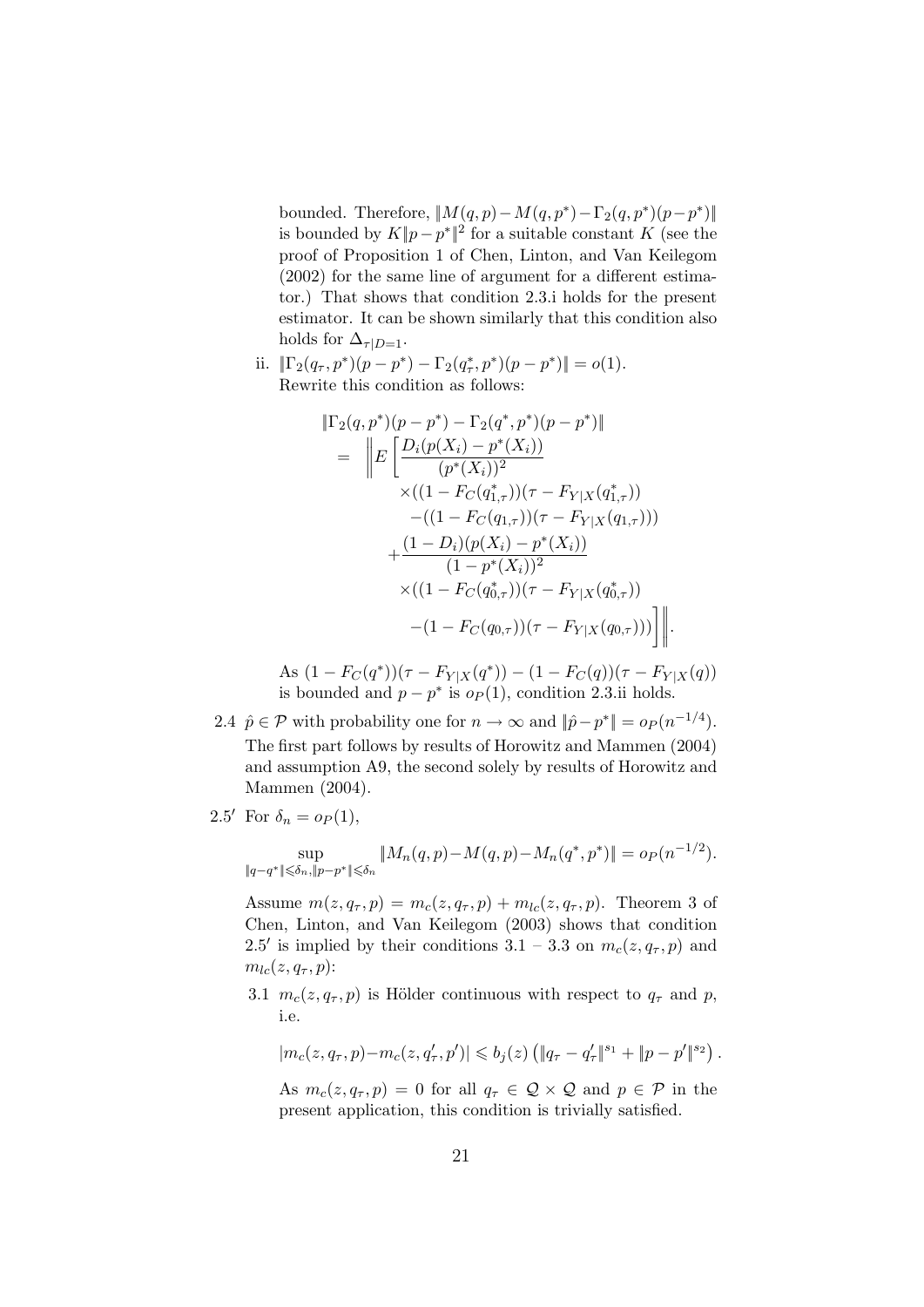bounded. Therefore, $\|M(q,p) - M(q,p^*) - \Gamma_2(q,p^*)(p-p^*)\|$ is bounded by $K\|p - p^*\|^2$ for a suitable constant $K$ (see the proof of Proposition 1 of Chen, Linton, and Van Keilegom (2002) for the same line of argument for a different estimator.) That shows that condition 2.3.i holds for the present estimator. It can be shown similarly that this condition also holds for $\Delta_{\tau|D=1}$.

ii. $\|\Gamma_2(q_\tau, p^*)(p-p^*) - \Gamma_2(q^*_\tau, p^*)(p-p^*)\| = o(1)$.
Rewrite this condition as follows:

$$
\begin{aligned}
&\|\Gamma_2(q,p^*)(p-p^*) - \Gamma_2(q^*,p^*)(p-p^*)\| \\
&= \Bigg\| E\Bigg[ \frac{D_i(p(X_i) - p^*(X_i))}{(p^*(X_i))^2} \\
&\qquad \times ((1 - F_C(q^*_{1,\tau}))(\tau - F_{Y|X}(q^*_{1,\tau})) \\
&\qquad - ((1 - F_C(q_{1,\tau}))(\tau - F_{Y|X}(q_{1,\tau}))) \\
&\qquad + \frac{(1-D_i)(p(X_i) - p^*(X_i))}{(1 - p^*(X_i))^2} \\
&\qquad \times ((1 - F_C(q^*_{0,\tau}))(\tau - F_{Y|X}(q^*_{0,\tau})) \\
&\qquad - (1 - F_C(q_{0,\tau}))(\tau - F_{Y|X}(q_{0,\tau}))) \Bigg] \Bigg\|.
\end{aligned}
$$

As $(1 - F_C(q^*))(\tau - F_{Y|X}(q^*)) - (1 - F_C(q))(\tau - F_{Y|X}(q))$ is bounded and $p - p^*$ is $o_P(1)$, condition 2.3.ii holds.

2.4 $\hat{p} \in \mathcal{P}$ with probability one for $n \to \infty$ and $\|\hat{p} - p^*\| = o_P(n^{-1/4})$.
The first part follows by results of Horowitz and Mammen (2004) and assumption A9, the second solely by results of Horowitz and Mammen (2004).

2.5′ For $\delta_n = o_P(1)$,

$$
\sup_{\|q-q^*\| \leqslant \delta_n, \|p-p^*\| \leqslant \delta_n} \|M_n(q,p) - M(q,p) - M_n(q^*,p^*)\| = o_P(n^{-1/2}).
$$

Assume $m(z, q_\tau, p) = m_c(z, q_\tau, p) + m_{lc}(z, q_\tau, p)$. Theorem 3 of Chen, Linton, and Van Keilegom (2003) shows that condition 2.5′ is implied by their conditions 3.1 – 3.3 on $m_c(z, q_\tau, p)$ and $m_{lc}(z, q_\tau, p)$:

3.1 $m_c(z, q_\tau, p)$ is Hölder continuous with respect to $q_\tau$ and $p$, i.e.

$$
|m_c(z, q_\tau, p) - m_c(z, q'_\tau, p')| \leqslant b_j(z) \left( \|q_\tau - q'_\tau\|^{s_1} + \|p - p'\|^{s_2} \right).
$$

As $m_c(z, q_\tau, p) = 0$ for all $q_\tau \in \mathcal{Q} \times \mathcal{Q}$ and $p \in \mathcal{P}$ in the present application, this condition is trivially satisfied.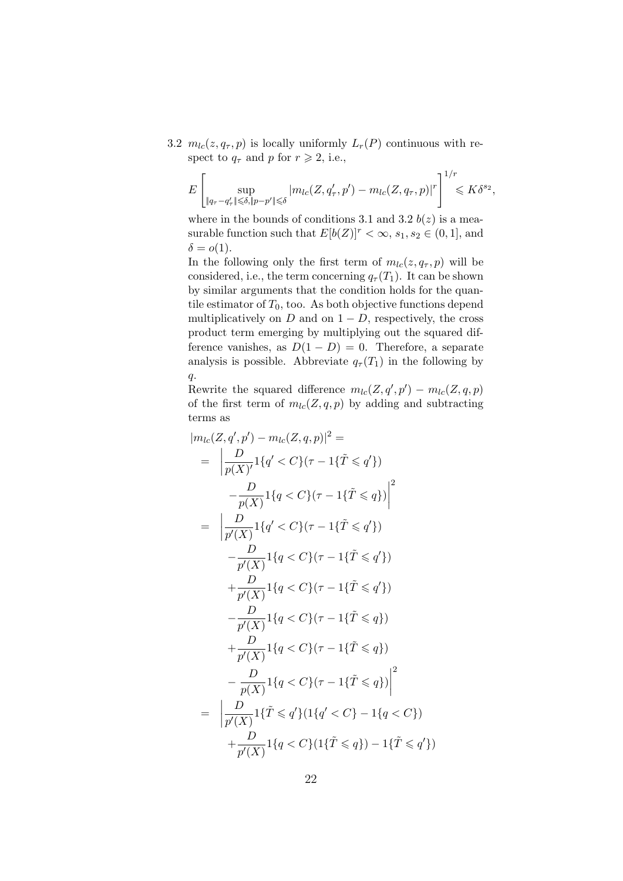3.2 $m_{lc}(z, q_\tau, p)$ is locally uniformly $L_r(P)$ continuous with respect to $q_\tau$ and $p$ for $r \geqslant 2$, i.e.,

$$E\left[\sup_{\|q_\tau - q'_\tau\| \leqslant \delta, |p-p'\| \leqslant \delta} |m_{lc}(Z, q'_\tau, p') - m_{lc}(Z, q_\tau, p)|^r\right]^{1/r} \leqslant K\delta^{s_2},$$

where in the bounds of conditions 3.1 and 3.2 $b(z)$ is a measurable function such that $E[b(Z)]^r < \infty$, $s_1, s_2 \in (0, 1]$, and $\delta = o(1)$.

In the following only the first term of $m_{lc}(z, q_\tau, p)$ will be considered, i.e., the term concerning $q_\tau(T_1)$. It can be shown by similar arguments that the condition holds for the quantile estimator of $T_0$, too. As both objective functions depend multiplicatively on $D$ and on $1 - D$, respectively, the cross product term emerging by multiplying out the squared difference vanishes, as $D(1 - D) = 0$. Therefore, a separate analysis is possible. Abbreviate $q_\tau(T_1)$ in the following by $q$.

Rewrite the squared difference $m_{lc}(Z, q', p') - m_{lc}(Z, q, p)$ of the first term of $m_{lc}(Z, q, p)$ by adding and subtracting terms as

$$\begin{aligned}
&|m_{lc}(Z, q', p') - m_{lc}(Z, q, p)|^2 = \\
&= \left|\frac{D}{p(X)'} 1\{q' < C\}(\tau - 1\{\tilde{T} \leqslant q'\}) \right. \\
&\quad \left. - \frac{D}{p(X)} 1\{q < C\}(\tau - 1\{\tilde{T} \leqslant q\})\right|^2 \\
&= \left|\frac{D}{p'(X)} 1\{q' < C\}(\tau - 1\{\tilde{T} \leqslant q'\}) \right. \\
&\quad - \frac{D}{p'(X)} 1\{q < C\}(\tau - 1\{\tilde{T} \leqslant q'\}) \\
&\quad + \frac{D}{p'(X)} 1\{q < C\}(\tau - 1\{\tilde{T} \leqslant q'\}) \\
&\quad - \frac{D}{p'(X)} 1\{q < C\}(\tau - 1\{\tilde{T} \leqslant q\}) \\
&\quad + \frac{D}{p'(X)} 1\{q < C\}(\tau - 1\{\tilde{T} \leqslant q\}) \\
&\quad \left. - \frac{D}{p(X)} 1\{q < C\}(\tau - 1\{\tilde{T} \leqslant q\})\right|^2 \\
&= \left|\frac{D}{p'(X)} 1\{\tilde{T} \leqslant q'\}(1\{q' < C\} - 1\{q < C\}) \right. \\
&\quad + \frac{D}{p'(X)} 1\{q < C\}(1\{\tilde{T} \leqslant q\}) - 1\{\tilde{T} \leqslant q'\})
\end{aligned}$$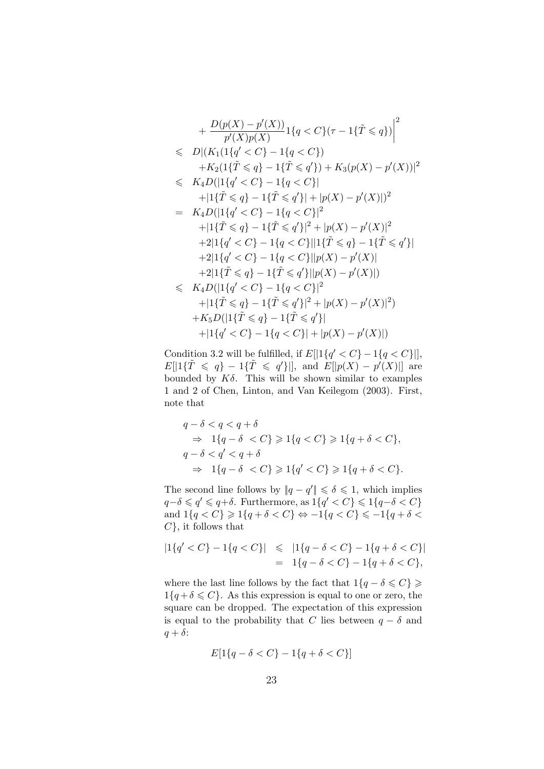$$
\begin{aligned}
& + \frac{D(p(X) - p'(X))}{p'(X)p(X)} 1\{q < C\}(\tau - 1\{\tilde{T} \leqslant q\})\Bigg|^2 \\
\leqslant\ & D|(K_1(1\{q' < C\} - 1\{q < C\}) \\
& + K_2(1\{\tilde{T} \leqslant q\} - 1\{\tilde{T} \leqslant q'\}) + K_3(p(X) - p'(X))|^2 \\
\leqslant\ & K_4 D(|1\{q' < C\} - 1\{q < C\}| \\
& + |1\{\tilde{T} \leqslant q\} - 1\{\tilde{T} \leqslant q'\}| + |p(X) - p'(X)|)^2 \\
=\ & K_4 D(|1\{q' < C\} - 1\{q < C\}|^2 \\
& + |1\{\tilde{T} \leqslant q\} - 1\{\tilde{T} \leqslant q'\}|^2 + |p(X) - p'(X)|^2 \\
& + 2|1\{q' < C\} - 1\{q < C\}||1\{\tilde{T} \leqslant q\} - 1\{\tilde{T} \leqslant q'\}| \\
& + 2|1\{q' < C\} - 1\{q < C\}||p(X) - p'(X)| \\
& + 2|1\{\tilde{T} \leqslant q\} - 1\{\tilde{T} \leqslant q'\}||p(X) - p'(X)|) \\
\leqslant\ & K_4 D(|1\{q' < C\} - 1\{q < C\}|^2 \\
& + |1\{\tilde{T} \leqslant q\} - 1\{\tilde{T} \leqslant q'\}|^2 + |p(X) - p'(X)|^2) \\
& + K_5 D(|1\{\tilde{T} \leqslant q\} - 1\{\tilde{T} \leqslant q'\}| \\
& + |1\{q' < C\} - 1\{q < C\}| + |p(X) - p'(X)|)
\end{aligned}
$$

Condition 3.2 will be fulfilled, if $E[|1\{q' < C\} - 1\{q < C\}|]$, $E[|1\{\tilde{T} \leqslant q\} - 1\{\tilde{T} \leqslant q'\}|]$, and $E[|p(X) - p'(X)|]$ are bounded by $K\delta$. This will be shown similar to examples 1 and 2 of Chen, Linton, and Van Keilegom (2003). First, note that

$$
\begin{aligned}
& q - \delta < q < q + \delta \\
& \quad \Rightarrow \ 1\{q - \delta < C\} \geqslant 1\{q < C\} \geqslant 1\{q + \delta < C\}, \\
& q - \delta < q' < q + \delta \\
& \quad \Rightarrow \ 1\{q - \delta < C\} \geqslant 1\{q' < C\} \geqslant 1\{q + \delta < C\}.
\end{aligned}
$$

The second line follows by $\|q - q'\| \leqslant \delta \leqslant 1$, which implies $q - \delta \leqslant q' \leqslant q + \delta$. Furthermore, as $1\{q' < C\} \leqslant 1\{q - \delta < C\}$ and $1\{q < C\} \geqslant 1\{q + \delta < C\} \Leftrightarrow -1\{q < C\} \leqslant -1\{q + \delta < C\}$, it follows that

$$
\begin{aligned}
|1\{q' < C\} - 1\{q < C\}| &\leqslant |1\{q - \delta < C\} - 1\{q + \delta < C\}| \\
&= 1\{q - \delta < C\} - 1\{q + \delta < C\},
\end{aligned}
$$

where the last line follows by the fact that $1\{q - \delta \leqslant C\} \geqslant 1\{q + \delta \leqslant C\}$. As this expression is equal to one or zero, the square can be dropped. The expectation of this expression is equal to the probability that $C$ lies between $q - \delta$ and $q + \delta$:

$$
E[1\{q - \delta < C\} - 1\{q + \delta < C\}]
$$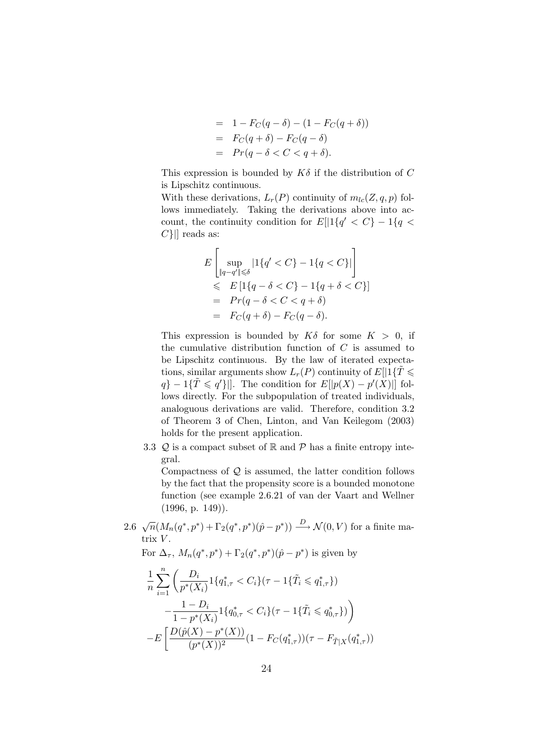$$
\begin{aligned}
&= 1 - F_C(q-\delta) - (1 - F_C(q+\delta)) \\
&= F_C(q+\delta) - F_C(q-\delta) \\
&= Pr(q-\delta < C < q+\delta).
\end{aligned}
$$

This expression is bounded by $K\delta$ if the distribution of $C$ is Lipschitz continuous.

With these derivations, $L_r(P)$ continuity of $m_{lc}(Z,q,p)$ follows immediately. Taking the derivations above into account, the continuity condition for $E[|1\{q' < C\} - 1\{q < C\}|]$ reads as:

$$
\begin{aligned}
&E\left[\sup_{\|q-q'\|\leqslant\delta} |1\{q' < C\} - 1\{q < C\}|\right] \\
&\leqslant E\left[1\{q-\delta < C\} - 1\{q+\delta < C\}\right] \\
&= Pr(q-\delta < C < q+\delta) \\
&= F_C(q+\delta) - F_C(q-\delta).
\end{aligned}
$$

This expression is bounded by $K\delta$ for some $K > 0$, if the cumulative distribution function of $C$ is assumed to be Lipschitz continuous. By the law of iterated expectations, similar arguments show $L_r(P)$ continuity of $E[|1\{\tilde{T} \leqslant q\} - 1\{\tilde{T} \leqslant q'\}|]$. The condition for $E[|p(X) - p'(X)|]$ follows directly. For the subpopulation of treated individuals, analoguous derivations are valid. Therefore, condition 3.2 of Theorem 3 of Chen, Linton, and Van Keilegom (2003) holds for the present application.

3.3 $\mathcal{Q}$ is a compact subset of $\mathbb{R}$ and $\mathcal{P}$ has a finite entropy integral.

Compactness of $\mathcal{Q}$ is assumed, the latter condition follows by the fact that the propensity score is a bounded monotone function (see example 2.6.21 of van der Vaart and Wellner (1996, p. 149)).

2.6 $\sqrt{n}(M_n(q^*,p^*) + \Gamma_2(q^*,p^*)(\hat{p} - p^*)) \xrightarrow{D} \mathcal{N}(0,V)$ for a finite matrix $V$.

For $\Delta_\tau$, $M_n(q^*,p^*) + \Gamma_2(q^*,p^*)(\hat{p} - p^*)$ is given by

$$
\begin{aligned}
&\frac{1}{n}\sum_{i=1}^{n}\Bigg(\frac{D_i}{p^*(X_i)}1\{q^*_{1,\tau} < C_i\}(\tau - 1\{\tilde{T}_i \leqslant q^*_{1,\tau}\}) \\
&\quad - \frac{1-D_i}{1-p^*(X_i)}1\{q^*_{0,\tau} < C_i\}(\tau - 1\{\tilde{T}_i \leqslant q^*_{0,\tau}\})\Bigg) \\
&- E\left[\frac{D(\hat{p}(X) - p^*(X))}{(p^*(X))^2}(1 - F_C(q^*_{1,\tau}))(\tau - F_{\tilde{T}|X}(q^*_{1,\tau}))\right.
\end{aligned}
$$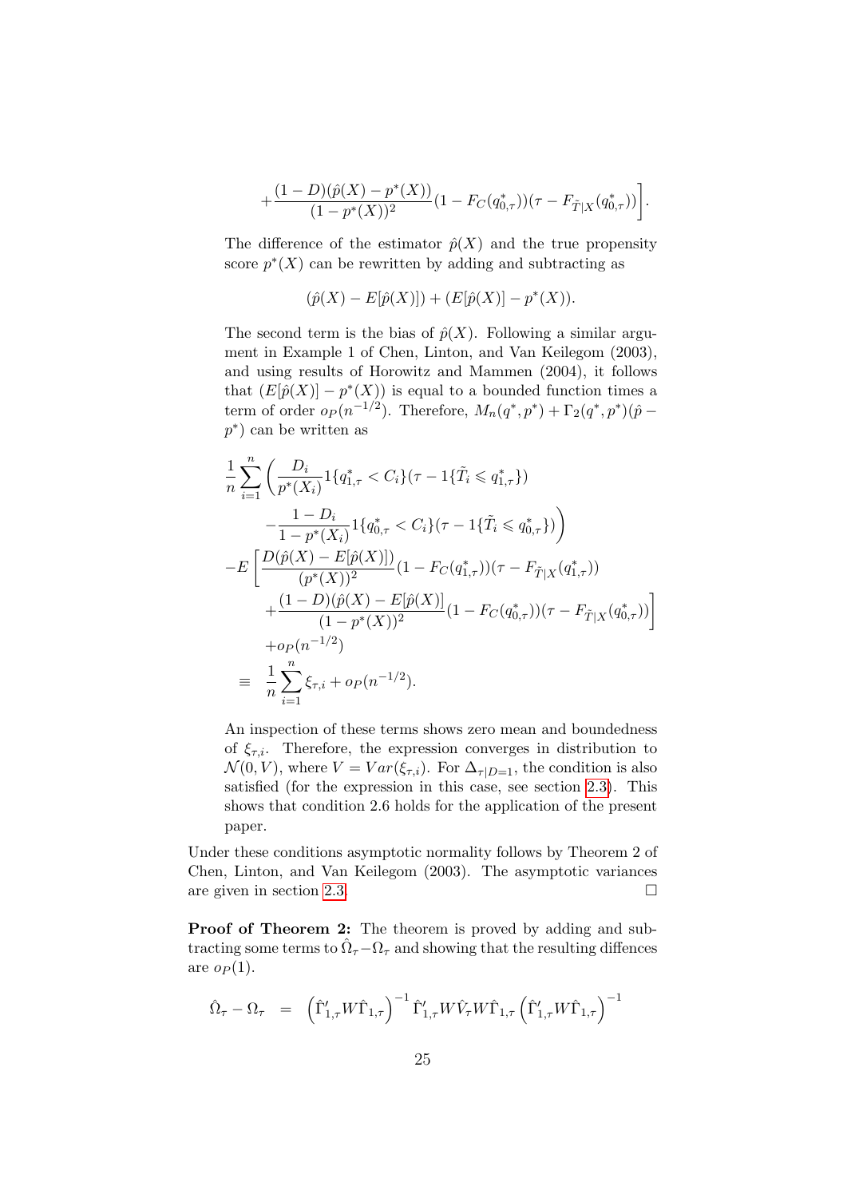$$+\frac{(1-D)(\hat{p}(X)-p^*(X))}{(1-p^*(X))^2}(1-F_C(q^*_{0,\tau}))(\tau - F_{\tilde{T}|X}(q^*_{0,\tau}))\Bigg].$$

The difference of the estimator $\hat{p}(X)$ and the true propensity score $p^*(X)$ can be rewritten by adding and subtracting as

$$(\hat{p}(X) - E[\hat{p}(X)]) + (E[\hat{p}(X)] - p^*(X)).$$

The second term is the bias of $\hat{p}(X)$. Following a similar argument in Example 1 of Chen, Linton, and Van Keilegom (2003), and using results of Horowitz and Mammen (2004), it follows that $(E[\hat{p}(X)] - p^*(X))$ is equal to a bounded function times a term of order $o_P(n^{-1/2})$. Therefore, $M_n(q^*, p^*) + \Gamma_2(q^*, p^*)(\hat{p} - p^*)$ can be written as

$$\begin{aligned}
& \frac{1}{n}\sum_{i=1}^{n}\Bigg(\frac{D_i}{p^*(X_i)}1\{q^*_{1,\tau} < C_i\}(\tau - 1\{\tilde{T}_i \leqslant q^*_{1,\tau}\}) \\
& \quad -\frac{1-D_i}{1-p^*(X_i)}1\{q^*_{0,\tau} < C_i\}(\tau - 1\{\tilde{T}_i \leqslant q^*_{0,\tau}\})\Bigg) \\
& -E\Bigg[\frac{D(\hat{p}(X) - E[\hat{p}(X)])}{(p^*(X))^2}(1-F_C(q^*_{1,\tau}))(\tau - F_{\tilde{T}|X}(q^*_{1,\tau})) \\
& \quad +\frac{(1-D)(\hat{p}(X)-E[\hat{p}(X)]}{(1-p^*(X))^2}(1-F_C(q^*_{0,\tau}))(\tau - F_{\tilde{T}|X}(q^*_{0,\tau}))\Bigg] \\
& \quad + o_P(n^{-1/2}) \\
\equiv & \ \frac{1}{n}\sum_{i=1}^{n}\xi_{\tau,i} + o_P(n^{-1/2}).
\end{aligned}$$

An inspection of these terms shows zero mean and boundedness of $\xi_{\tau,i}$. Therefore, the expression converges in distribution to $\mathcal{N}(0, V)$, where $V = Var(\xi_{\tau,i})$. For $\Delta_{\tau|D=1}$, the condition is also satisfied (for the expression in this case, see section 2.3). This shows that condition 2.6 holds for the application of the present paper.

Under these conditions asymptotic normality follows by Theorem 2 of Chen, Linton, and Van Keilegom (2003). The asymptotic variances are given in section 2.3. □

**Proof of Theorem 2:** The theorem is proved by adding and subtracting some terms to $\hat{\Omega}_\tau - \Omega_\tau$ and showing that the resulting diffences are $o_P(1)$.

$$\hat{\Omega}_\tau - \Omega_\tau \ = \ \left(\hat{\Gamma}'_{1,\tau}W\hat{\Gamma}_{1,\tau}\right)^{-1}\hat{\Gamma}'_{1,\tau}W\hat{V}_\tau W\hat{\Gamma}_{1,\tau}\left(\hat{\Gamma}'_{1,\tau}W\hat{\Gamma}_{1,\tau}\right)^{-1}$$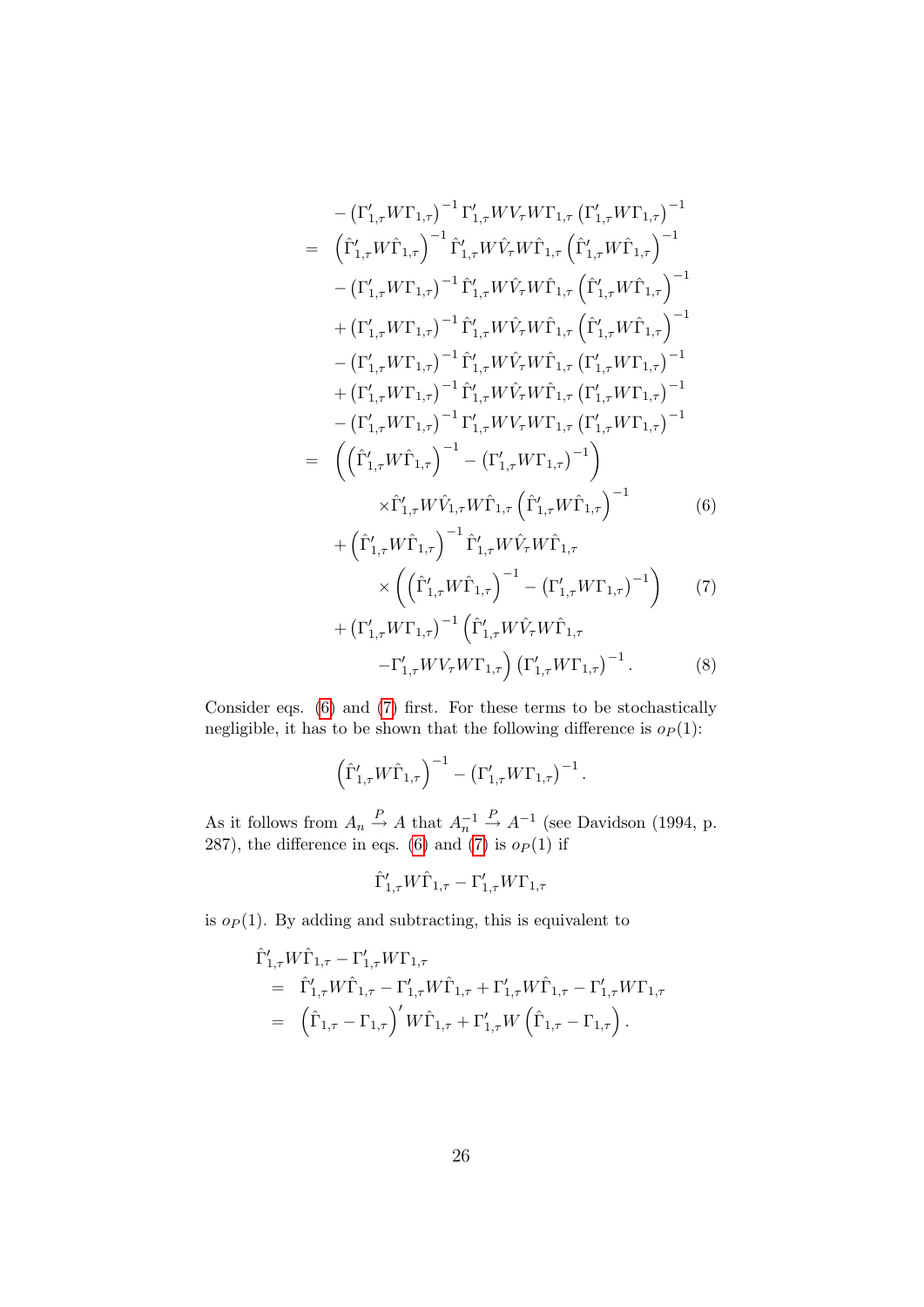$$
\begin{aligned}
& -\left(\Gamma_{1,\tau}' W \Gamma_{1,\tau}\right)^{-1} \Gamma_{1,\tau}' W V_\tau W \Gamma_{1,\tau} \left(\Gamma_{1,\tau}' W \Gamma_{1,\tau}\right)^{-1} \\
= & \left(\hat{\Gamma}_{1,\tau}' W \hat{\Gamma}_{1,\tau}\right)^{-1} \hat{\Gamma}_{1,\tau}' W \hat{V}_\tau W \hat{\Gamma}_{1,\tau} \left(\hat{\Gamma}_{1,\tau}' W \hat{\Gamma}_{1,\tau}\right)^{-1} \\
& -\left(\Gamma_{1,\tau}' W \Gamma_{1,\tau}\right)^{-1} \hat{\Gamma}_{1,\tau}' W \hat{V}_\tau W \hat{\Gamma}_{1,\tau} \left(\hat{\Gamma}_{1,\tau}' W \hat{\Gamma}_{1,\tau}\right)^{-1} \\
& +\left(\Gamma_{1,\tau}' W \Gamma_{1,\tau}\right)^{-1} \hat{\Gamma}_{1,\tau}' W \hat{V}_\tau W \hat{\Gamma}_{1,\tau} \left(\hat{\Gamma}_{1,\tau}' W \hat{\Gamma}_{1,\tau}\right)^{-1} \\
& -\left(\Gamma_{1,\tau}' W \Gamma_{1,\tau}\right)^{-1} \hat{\Gamma}_{1,\tau}' W \hat{V}_\tau W \hat{\Gamma}_{1,\tau} \left(\Gamma_{1,\tau}' W \Gamma_{1,\tau}\right)^{-1} \\
& +\left(\Gamma_{1,\tau}' W \Gamma_{1,\tau}\right)^{-1} \hat{\Gamma}_{1,\tau}' W \hat{V}_\tau W \hat{\Gamma}_{1,\tau} \left(\Gamma_{1,\tau}' W \Gamma_{1,\tau}\right)^{-1} \\
& -\left(\Gamma_{1,\tau}' W \Gamma_{1,\tau}\right)^{-1} \Gamma_{1,\tau}' W V_\tau W \Gamma_{1,\tau} \left(\Gamma_{1,\tau}' W \Gamma_{1,\tau}\right)^{-1} \\
= & \left(\left(\hat{\Gamma}_{1,\tau}' W \hat{\Gamma}_{1,\tau}\right)^{-1} - \left(\Gamma_{1,\tau}' W \Gamma_{1,\tau}\right)^{-1}\right) \\
& \qquad \times \hat{\Gamma}_{1,\tau}' W \hat{V}_{1,\tau} W \hat{\Gamma}_{1,\tau} \left(\hat{\Gamma}_{1,\tau}' W \hat{\Gamma}_{1,\tau}\right)^{-1} \qquad (6) \\
& + \left(\hat{\Gamma}_{1,\tau}' W \hat{\Gamma}_{1,\tau}\right)^{-1} \hat{\Gamma}_{1,\tau}' W \hat{V}_\tau W \hat{\Gamma}_{1,\tau} \\
& \qquad \times \left(\left(\hat{\Gamma}_{1,\tau}' W \hat{\Gamma}_{1,\tau}\right)^{-1} - \left(\Gamma_{1,\tau}' W \Gamma_{1,\tau}\right)^{-1}\right) \qquad (7) \\
& + \left(\Gamma_{1,\tau}' W \Gamma_{1,\tau}\right)^{-1} \left(\hat{\Gamma}_{1,\tau}' W \hat{V}_\tau W \hat{\Gamma}_{1,\tau}\right. \\
& \qquad \left. - \Gamma_{1,\tau}' W V_\tau W \Gamma_{1,\tau}\right) \left(\Gamma_{1,\tau}' W \Gamma_{1,\tau}\right)^{-1}. \qquad (8)
\end{aligned}
$$

Consider eqs. (6) and (7) first. For these terms to be stochastically negligible, it has to be shown that the following difference is $o_P(1)$:

$$
\left(\hat{\Gamma}_{1,\tau}' W \hat{\Gamma}_{1,\tau}\right)^{-1} - \left(\Gamma_{1,\tau}' W \Gamma_{1,\tau}\right)^{-1}.
$$

As it follows from $A_n \xrightarrow{P} A$ that $A_n^{-1} \xrightarrow{P} A^{-1}$ (see Davidson (1994, p. 287), the difference in eqs. (6) and (7) is $o_P(1)$ if

$$
\hat{\Gamma}_{1,\tau}' W \hat{\Gamma}_{1,\tau} - \Gamma_{1,\tau}' W \Gamma_{1,\tau}
$$

is $o_P(1)$. By adding and subtracting, this is equivalent to

$$
\begin{aligned}
& \hat{\Gamma}_{1,\tau}' W \hat{\Gamma}_{1,\tau} - \Gamma_{1,\tau}' W \Gamma_{1,\tau} \\
& \quad = \hat{\Gamma}_{1,\tau}' W \hat{\Gamma}_{1,\tau} - \Gamma_{1,\tau}' W \hat{\Gamma}_{1,\tau} + \Gamma_{1,\tau}' W \hat{\Gamma}_{1,\tau} - \Gamma_{1,\tau}' W \Gamma_{1,\tau} \\
& \quad = \left(\hat{\Gamma}_{1,\tau} - \Gamma_{1,\tau}\right)' W \hat{\Gamma}_{1,\tau} + \Gamma_{1,\tau}' W \left(\hat{\Gamma}_{1,\tau} - \Gamma_{1,\tau}\right).
\end{aligned}
$$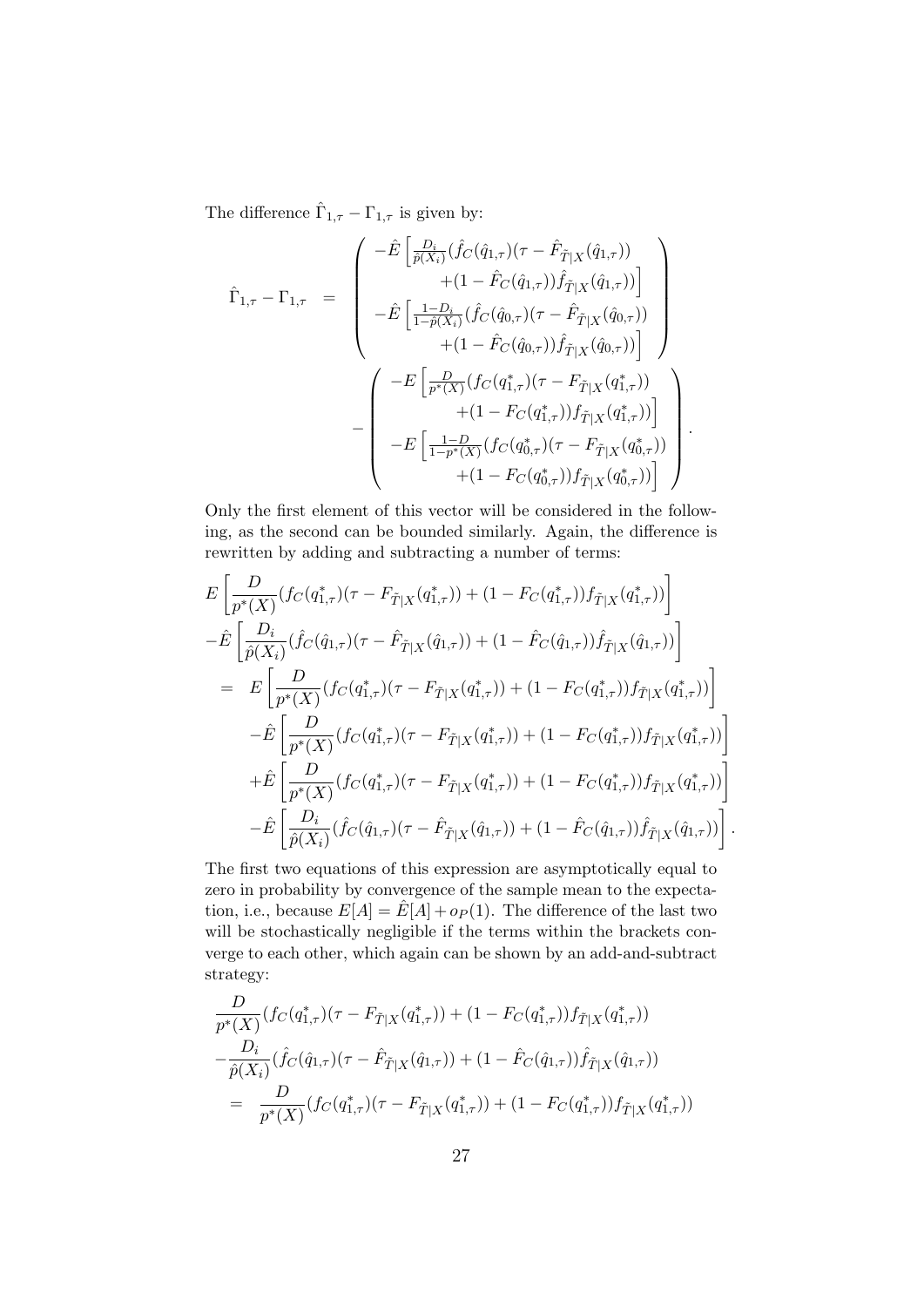The difference $\hat{\Gamma}_{1,\tau} - \Gamma_{1,\tau}$ is given by:

$$
\begin{aligned}
\hat{\Gamma}_{1,\tau} - \Gamma_{1,\tau} \quad = \quad & \left( \begin{array}{c} -\hat{E}\left[\frac{D_i}{\hat{p}(X_i)}(\hat{f}_C(\hat{q}_{1,\tau})(\tau - \hat{F}_{\tilde{T}|X}(\hat{q}_{1,\tau})) \right. \\ \left. +(1-\hat{F}_C(\hat{q}_{1,\tau}))\hat{f}_{\tilde{T}|X}(\hat{q}_{1,\tau}))\right] \\ -\hat{E}\left[\frac{1-D_i}{1-\hat{p}(X_i)}(\hat{f}_C(\hat{q}_{0,\tau})(\tau - \hat{F}_{\tilde{T}|X}(\hat{q}_{0,\tau})) \right. \\ \left. +(1-\hat{F}_C(\hat{q}_{0,\tau}))\hat{f}_{\tilde{T}|X}(\hat{q}_{0,\tau}))\right] \end{array} \right) \\
& - \left( \begin{array}{c} -E\left[\frac{D}{p^*(X)}(f_C(q^*_{1,\tau})(\tau - F_{\tilde{T}|X}(q^*_{1,\tau})) \right. \\ \left. +(1-F_C(q^*_{1,\tau}))f_{\tilde{T}|X}(q^*_{1,\tau}))\right] \\ -E\left[\frac{1-D}{1-p^*(X)}(f_C(q^*_{0,\tau})(\tau - F_{\tilde{T}|X}(q^*_{0,\tau})) \right. \\ \left. +(1-F_C(q^*_{0,\tau}))f_{\tilde{T}|X}(q^*_{0,\tau}))\right] \end{array} \right).
\end{aligned}
$$

Only the first element of this vector will be considered in the following, as the second can be bounded similarly. Again, the difference is rewritten by adding and subtracting a number of terms:

$$
\begin{aligned}
& E\left[\frac{D}{p^*(X)}(f_C(q^*_{1,\tau})(\tau - F_{\tilde{T}|X}(q^*_{1,\tau})) + (1-F_C(q^*_{1,\tau}))f_{\tilde{T}|X}(q^*_{1,\tau}))\right] \\
& -\hat{E}\left[\frac{D_i}{\hat{p}(X_i)}(\hat{f}_C(\hat{q}_{1,\tau})(\tau - \hat{F}_{\tilde{T}|X}(\hat{q}_{1,\tau})) + (1-\hat{F}_C(\hat{q}_{1,\tau}))\hat{f}_{\tilde{T}|X}(\hat{q}_{1,\tau}))\right] \\
& = \quad E\left[\frac{D}{p^*(X)}(f_C(q^*_{1,\tau})(\tau - F_{\tilde{T}|X}(q^*_{1,\tau})) + (1-F_C(q^*_{1,\tau}))f_{\tilde{T}|X}(q^*_{1,\tau}))\right] \\
& \qquad -\hat{E}\left[\frac{D}{p^*(X)}(f_C(q^*_{1,\tau})(\tau - F_{\tilde{T}|X}(q^*_{1,\tau})) + (1-F_C(q^*_{1,\tau}))f_{\tilde{T}|X}(q^*_{1,\tau}))\right] \\
& \qquad +\hat{E}\left[\frac{D}{p^*(X)}(f_C(q^*_{1,\tau})(\tau - F_{\tilde{T}|X}(q^*_{1,\tau})) + (1-F_C(q^*_{1,\tau}))f_{\tilde{T}|X}(q^*_{1,\tau}))\right] \\
& \qquad -\hat{E}\left[\frac{D_i}{\hat{p}(X_i)}(\hat{f}_C(\hat{q}_{1,\tau})(\tau - \hat{F}_{\tilde{T}|X}(\hat{q}_{1,\tau})) + (1-\hat{F}_C(\hat{q}_{1,\tau}))\hat{f}_{\tilde{T}|X}(\hat{q}_{1,\tau}))\right].
\end{aligned}
$$

The first two equations of this expression are asymptotically equal to zero in probability by convergence of the sample mean to the expectation, i.e., because $E[A] = \hat{E}[A] + o_P(1)$. The difference of the last two will be stochastically negligible if the terms within the brackets converge to each other, which again can be shown by an add-and-subtract strategy:

$$
\begin{aligned}
& \frac{D}{p^*(X)}(f_C(q^*_{1,\tau})(\tau - F_{\tilde{T}|X}(q^*_{1,\tau})) + (1-F_C(q^*_{1,\tau}))f_{\tilde{T}|X}(q^*_{1,\tau})) \\
& -\frac{D_i}{\hat{p}(X_i)}(\hat{f}_C(\hat{q}_{1,\tau})(\tau - \hat{F}_{\tilde{T}|X}(\hat{q}_{1,\tau})) + (1-\hat{F}_C(\hat{q}_{1,\tau}))\hat{f}_{\tilde{T}|X}(\hat{q}_{1,\tau})) \\
& = \quad \frac{D}{p^*(X)}(f_C(q^*_{1,\tau})(\tau - F_{\tilde{T}|X}(q^*_{1,\tau})) + (1-F_C(q^*_{1,\tau}))f_{\tilde{T}|X}(q^*_{1,\tau}))
\end{aligned}
$$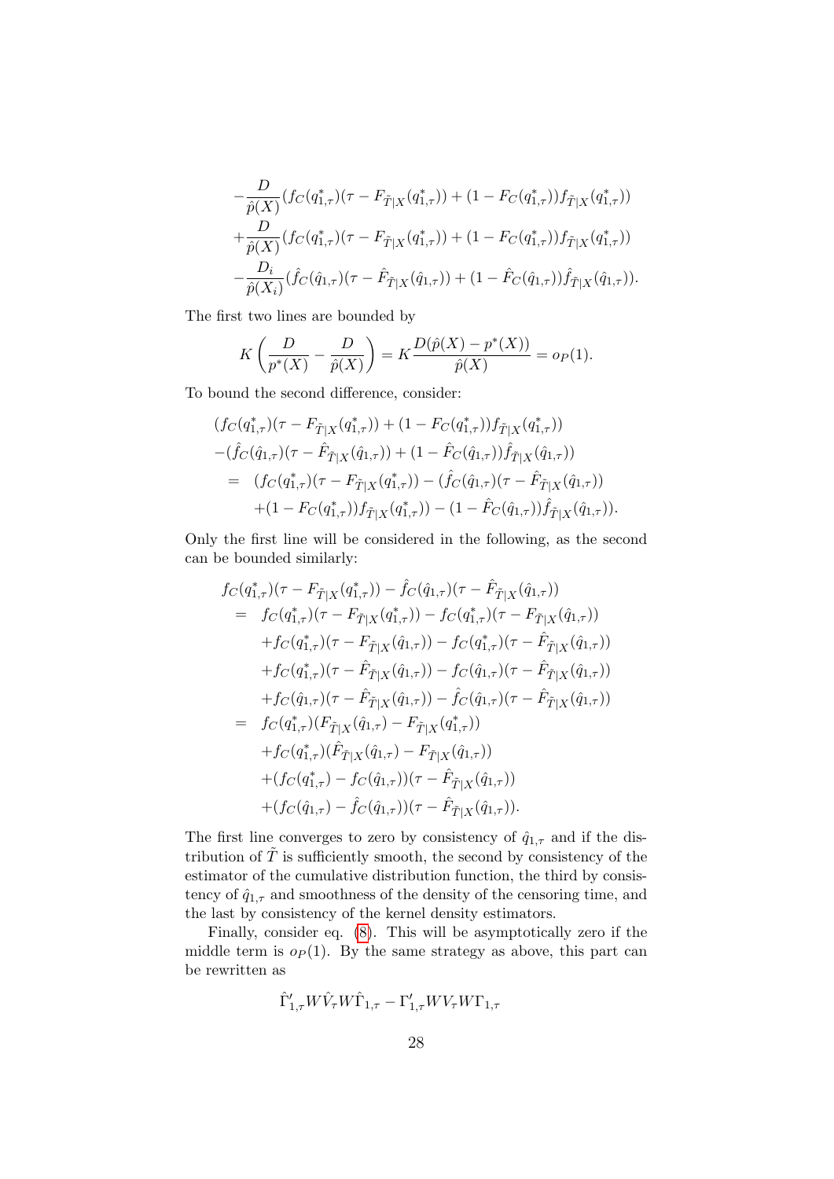$$
\begin{aligned}
&-\frac{D}{\hat{p}(X)}(f_C(q^*_{1,\tau})(\tau - F_{\tilde{T}|X}(q^*_{1,\tau})) + (1 - F_C(q^*_{1,\tau}))f_{\tilde{T}|X}(q^*_{1,\tau})) \\
&+\frac{D}{\hat{p}(X)}(f_C(q^*_{1,\tau})(\tau - F_{\tilde{T}|X}(q^*_{1,\tau})) + (1 - F_C(q^*_{1,\tau}))f_{\tilde{T}|X}(q^*_{1,\tau})) \\
&-\frac{D_i}{\hat{p}(X_i)}(\hat{f}_C(\hat{q}_{1,\tau})(\tau - \hat{F}_{\tilde{T}|X}(\hat{q}_{1,\tau})) + (1 - \hat{F}_C(\hat{q}_{1,\tau}))\hat{f}_{\tilde{T}|X}(\hat{q}_{1,\tau})).
\end{aligned}
$$

The first two lines are bounded by

$$
K\left(\frac{D}{p^*(X)} - \frac{D}{\hat{p}(X)}\right) = K\frac{D(\hat{p}(X) - p^*(X))}{\hat{p}(X)} = o_P(1).
$$

To bound the second difference, consider:

$$
\begin{aligned}
&(f_C(q^*_{1,\tau})(\tau - F_{\tilde{T}|X}(q^*_{1,\tau})) + (1 - F_C(q^*_{1,\tau}))f_{\tilde{T}|X}(q^*_{1,\tau})) \\
&-(\hat{f}_C(\hat{q}_{1,\tau})(\tau - \hat{F}_{\tilde{T}|X}(\hat{q}_{1,\tau})) + (1 - \hat{F}_C(\hat{q}_{1,\tau}))\hat{f}_{\tilde{T}|X}(\hat{q}_{1,\tau})) \\
&= (f_C(q^*_{1,\tau})(\tau - F_{\tilde{T}|X}(q^*_{1,\tau})) - (\hat{f}_C(\hat{q}_{1,\tau})(\tau - \hat{F}_{\tilde{T}|X}(\hat{q}_{1,\tau})) \\
&\quad +(1 - F_C(q^*_{1,\tau}))f_{\tilde{T}|X}(q^*_{1,\tau})) - (1 - \hat{F}_C(\hat{q}_{1,\tau}))\hat{f}_{\tilde{T}|X}(\hat{q}_{1,\tau})).
\end{aligned}
$$

Only the first line will be considered in the following, as the second can be bounded similarly:

$$
\begin{aligned}
&f_C(q^*_{1,\tau})(\tau - F_{\tilde{T}|X}(q^*_{1,\tau})) - \hat{f}_C(\hat{q}_{1,\tau})(\tau - \hat{F}_{\tilde{T}|X}(\hat{q}_{1,\tau})) \\
&= f_C(q^*_{1,\tau})(\tau - F_{\tilde{T}|X}(q^*_{1,\tau})) - f_C(q^*_{1,\tau})(\tau - F_{\tilde{T}|X}(\hat{q}_{1,\tau})) \\
&\quad +f_C(q^*_{1,\tau})(\tau - F_{\tilde{T}|X}(\hat{q}_{1,\tau})) - f_C(q^*_{1,\tau})(\tau - \hat{F}_{\tilde{T}|X}(\hat{q}_{1,\tau})) \\
&\quad +f_C(q^*_{1,\tau})(\tau - \hat{F}_{\tilde{T}|X}(\hat{q}_{1,\tau})) - f_C(\hat{q}_{1,\tau})(\tau - \hat{F}_{\tilde{T}|X}(\hat{q}_{1,\tau})) \\
&\quad +f_C(\hat{q}_{1,\tau})(\tau - \hat{F}_{\tilde{T}|X}(\hat{q}_{1,\tau})) - \hat{f}_C(\hat{q}_{1,\tau})(\tau - \hat{F}_{\tilde{T}|X}(\hat{q}_{1,\tau})) \\
&= f_C(q^*_{1,\tau})(F_{\tilde{T}|X}(\hat{q}_{1,\tau}) - F_{\tilde{T}|X}(q^*_{1,\tau})) \\
&\quad +f_C(q^*_{1,\tau})(\hat{F}_{\tilde{T}|X}(\hat{q}_{1,\tau}) - F_{\tilde{T}|X}(\hat{q}_{1,\tau})) \\
&\quad +(f_C(q^*_{1,\tau}) - f_C(\hat{q}_{1,\tau}))(\tau - \hat{F}_{\tilde{T}|X}(\hat{q}_{1,\tau})) \\
&\quad +(f_C(\hat{q}_{1,\tau}) - \hat{f}_C(\hat{q}_{1,\tau}))(\tau - \hat{F}_{\tilde{T}|X}(\hat{q}_{1,\tau})).
\end{aligned}
$$

The first line converges to zero by consistency of $\hat{q}_{1,\tau}$ and if the distribution of $\tilde{T}$ is sufficiently smooth, the second by consistency of the estimator of the cumulative distribution function, the third by consistency of $\hat{q}_{1,\tau}$ and smoothness of the density of the censoring time, and the last by consistency of the kernel density estimators.

Finally, consider eq. (8). This will be asymptotically zero if the middle term is $o_P(1)$. By the same strategy as above, this part can be rewritten as

$$
\hat{\Gamma}'_{1,\tau}W\hat{V}_\tau W\hat{\Gamma}_{1,\tau} - \Gamma'_{1,\tau}WV_\tau W\Gamma_{1,\tau}
$$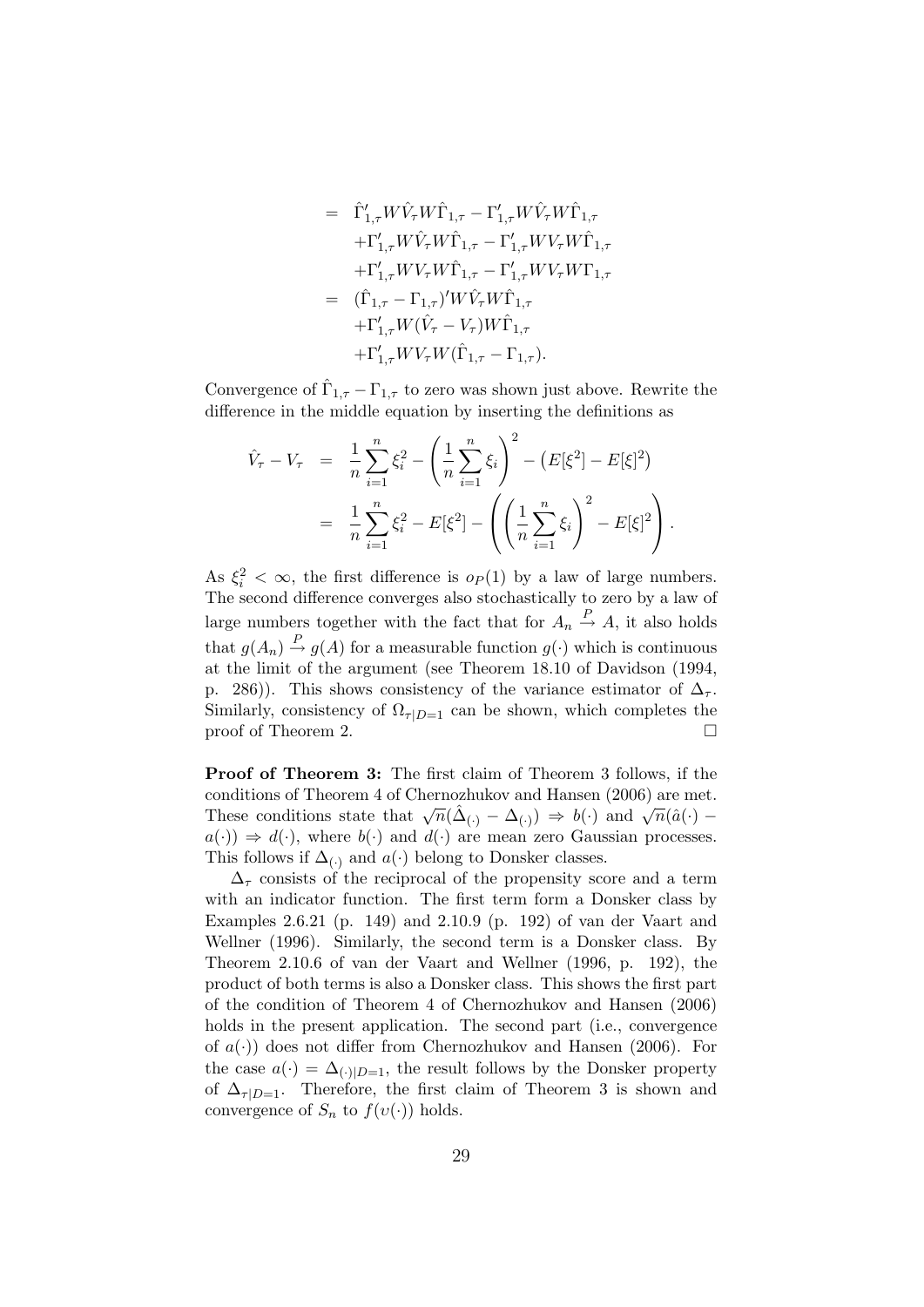$$
\begin{aligned}
&= \hat{\Gamma}'_{1,\tau} W \hat{V}_\tau W \hat{\Gamma}_{1,\tau} - \Gamma'_{1,\tau} W \hat{V}_\tau W \hat{\Gamma}_{1,\tau} \\
&\quad + \Gamma'_{1,\tau} W \hat{V}_\tau W \hat{\Gamma}_{1,\tau} - \Gamma'_{1,\tau} W V_\tau W \hat{\Gamma}_{1,\tau} \\
&\quad + \Gamma'_{1,\tau} W V_\tau W \hat{\Gamma}_{1,\tau} - \Gamma'_{1,\tau} W V_\tau W \Gamma_{1,\tau} \\
&= (\hat{\Gamma}_{1,\tau} - \Gamma_{1,\tau})' W \hat{V}_\tau W \hat{\Gamma}_{1,\tau} \\
&\quad + \Gamma'_{1,\tau} W (\hat{V}_\tau - V_\tau) W \hat{\Gamma}_{1,\tau} \\
&\quad + \Gamma'_{1,\tau} W V_\tau W (\hat{\Gamma}_{1,\tau} - \Gamma_{1,\tau}).
\end{aligned}
$$

Convergence of $\hat{\Gamma}_{1,\tau} - \Gamma_{1,\tau}$ to zero was shown just above. Rewrite the difference in the middle equation by inserting the definitions as

$$
\begin{aligned}
\hat{V}_\tau - V_\tau &= \frac{1}{n}\sum_{i=1}^{n} \xi_i^2 - \left(\frac{1}{n}\sum_{i=1}^{n} \xi_i\right)^2 - \left(E[\xi^2] - E[\xi]^2\right) \\
&= \frac{1}{n}\sum_{i=1}^{n} \xi_i^2 - E[\xi^2] - \left(\left(\frac{1}{n}\sum_{i=1}^{n} \xi_i\right)^2 - E[\xi]^2\right).
\end{aligned}
$$

As $\xi_i^2 < \infty$, the first difference is $o_P(1)$ by a law of large numbers. The second difference converges also stochastically to zero by a law of large numbers together with the fact that for $A_n \xrightarrow{P} A$, it also holds that $g(A_n) \xrightarrow{P} g(A)$ for a measurable function $g(\cdot)$ which is continuous at the limit of the argument (see Theorem 18.10 of Davidson (1994, p. 286)). This shows consistency of the variance estimator of $\Delta_\tau$. Similarly, consistency of $\Omega_{\tau|D=1}$ can be shown, which completes the proof of Theorem 2. □

**Proof of Theorem 3:** The first claim of Theorem 3 follows, if the conditions of Theorem 4 of Chernozhukov and Hansen (2006) are met. These conditions state that $\sqrt{n}(\hat{\Delta}_{(\cdot)} - \Delta_{(\cdot)}) \Rightarrow b(\cdot)$ and $\sqrt{n}(\hat{a}(\cdot) - a(\cdot)) \Rightarrow d(\cdot)$, where $b(\cdot)$ and $d(\cdot)$ are mean zero Gaussian processes. This follows if $\Delta_{(\cdot)}$ and $a(\cdot)$ belong to Donsker classes.

$\Delta_\tau$ consists of the reciprocal of the propensity score and a term with an indicator function. The first term form a Donsker class by Examples 2.6.21 (p. 149) and 2.10.9 (p. 192) of van der Vaart and Wellner (1996). Similarly, the second term is a Donsker class. By Theorem 2.10.6 of van der Vaart and Wellner (1996, p. 192), the product of both terms is also a Donsker class. This shows the first part of the condition of Theorem 4 of Chernozhukov and Hansen (2006) holds in the present application. The second part (i.e., convergence of $a(\cdot)$) does not differ from Chernozhukov and Hansen (2006). For the case $a(\cdot) = \Delta_{(\cdot)|D=1}$, the result follows by the Donsker property of $\Delta_{\tau|D=1}$. Therefore, the first claim of Theorem 3 is shown and convergence of $S_n$ to $f(\upsilon(\cdot))$ holds.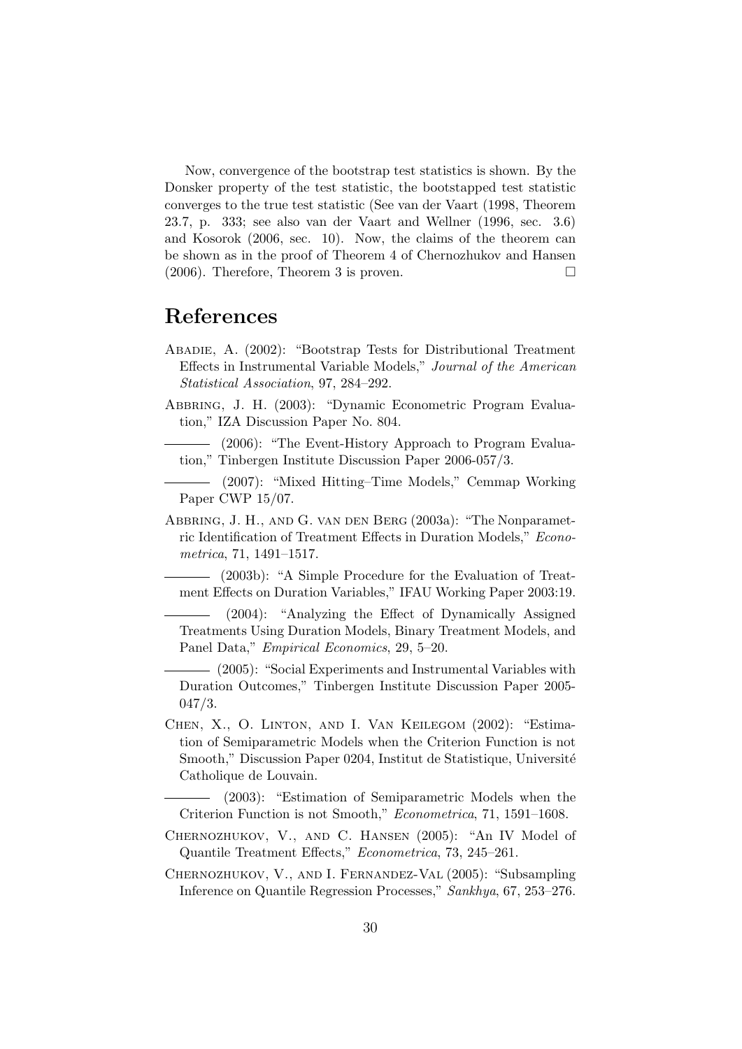Now, convergence of the bootstrap test statistics is shown. By the Donsker property of the test statistic, the bootstapped test statistic converges to the true test statistic (See van der Vaart (1998, Theorem 23.7, p. 333; see also van der Vaart and Wellner (1996, sec. 3.6) and Kosorok (2006, sec. 10). Now, the claims of the theorem can be shown as in the proof of Theorem 4 of Chernozhukov and Hansen (2006). Therefore, Theorem 3 is proven. □

# References

Abadie, A. (2002): "Bootstrap Tests for Distributional Treatment Effects in Instrumental Variable Models," *Journal of the American Statistical Association*, 97, 284–292.

Abbring, J. H. (2003): "Dynamic Econometric Program Evaluation," IZA Discussion Paper No. 804.

——— (2006): "The Event-History Approach to Program Evaluation," Tinbergen Institute Discussion Paper 2006-057/3.

——— (2007): "Mixed Hitting–Time Models," Cemmap Working Paper CWP 15/07.

Abbring, J. H., and G. van den Berg (2003a): "The Nonparametric Identification of Treatment Effects in Duration Models," *Econometrica*, 71, 1491–1517.

——— (2003b): "A Simple Procedure for the Evaluation of Treatment Effects on Duration Variables," IFAU Working Paper 2003:19.

——— (2004): "Analyzing the Effect of Dynamically Assigned Treatments Using Duration Models, Binary Treatment Models, and Panel Data," *Empirical Economics*, 29, 5–20.

——— (2005): "Social Experiments and Instrumental Variables with Duration Outcomes," Tinbergen Institute Discussion Paper 2005-047/3.

Chen, X., O. Linton, and I. Van Keilegom (2002): "Estimation of Semiparametric Models when the Criterion Function is not Smooth," Discussion Paper 0204, Institut de Statistique, Université Catholique de Louvain.

——— (2003): "Estimation of Semiparametric Models when the Criterion Function is not Smooth," *Econometrica*, 71, 1591–1608.

Chernozhukov, V., and C. Hansen (2005): "An IV Model of Quantile Treatment Effects," *Econometrica*, 73, 245–261.

Chernozhukov, V., and I. Fernandez-Val (2005): "Subsampling Inference on Quantile Regression Processes," *Sankhya*, 67, 253–276.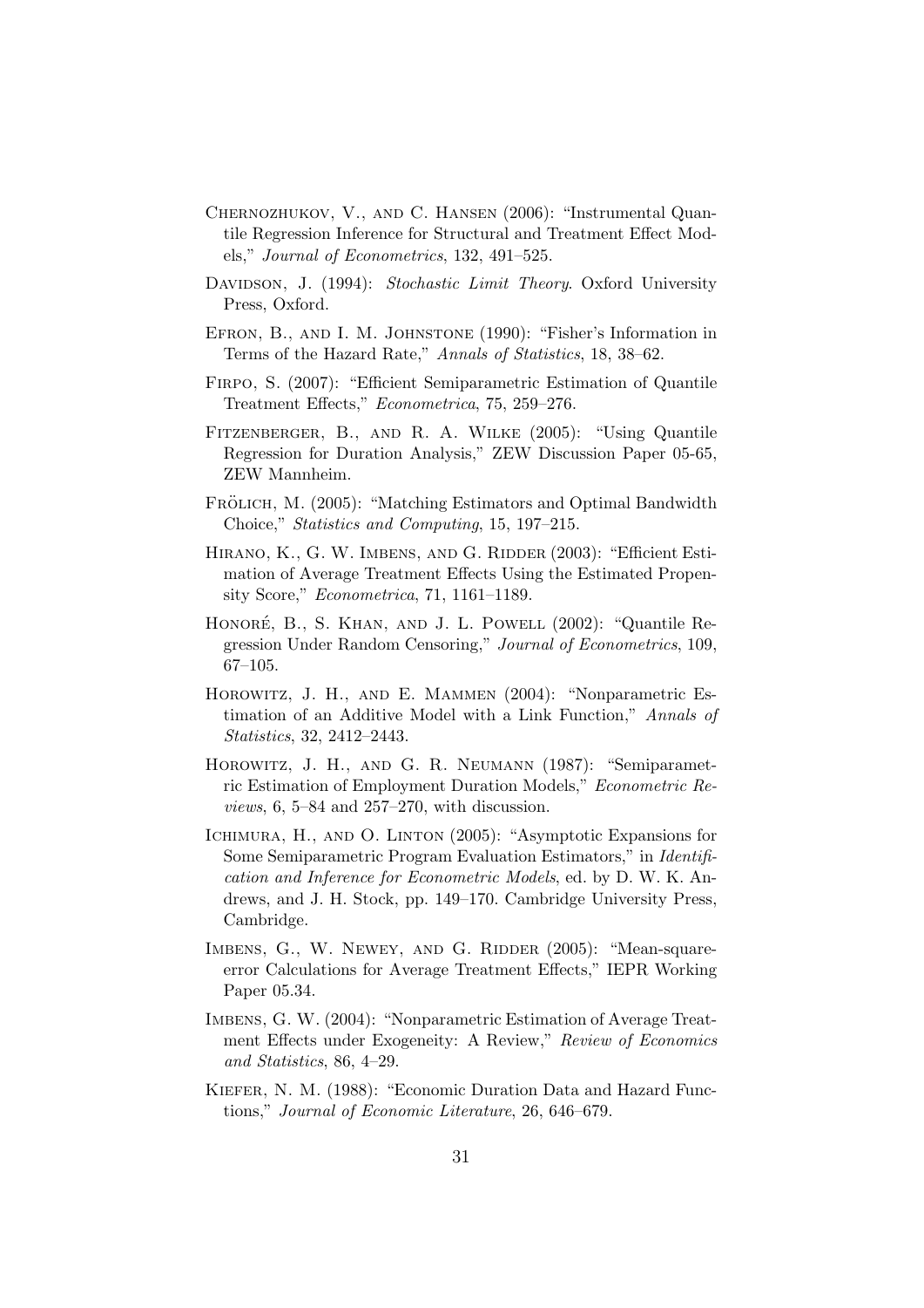Chernozhukov, V., and C. Hansen (2006): "Instrumental Quantile Regression Inference for Structural and Treatment Effect Models," *Journal of Econometrics*, 132, 491–525.

Davidson, J. (1994): *Stochastic Limit Theory*. Oxford University Press, Oxford.

Efron, B., and I. M. Johnstone (1990): "Fisher's Information in Terms of the Hazard Rate," *Annals of Statistics*, 18, 38–62.

Firpo, S. (2007): "Efficient Semiparametric Estimation of Quantile Treatment Effects," *Econometrica*, 75, 259–276.

Fitzenberger, B., and R. A. Wilke (2005): "Using Quantile Regression for Duration Analysis," ZEW Discussion Paper 05-65, ZEW Mannheim.

Frölich, M. (2005): "Matching Estimators and Optimal Bandwidth Choice," *Statistics and Computing*, 15, 197–215.

Hirano, K., G. W. Imbens, and G. Ridder (2003): "Efficient Estimation of Average Treatment Effects Using the Estimated Propensity Score," *Econometrica*, 71, 1161–1189.

Honoré, B., S. Khan, and J. L. Powell (2002): "Quantile Regression Under Random Censoring," *Journal of Econometrics*, 109, 67–105.

Horowitz, J. H., and E. Mammen (2004): "Nonparametric Estimation of an Additive Model with a Link Function," *Annals of Statistics*, 32, 2412–2443.

Horowitz, J. H., and G. R. Neumann (1987): "Semiparametric Estimation of Employment Duration Models," *Econometric Reviews*, 6, 5–84 and 257–270, with discussion.

Ichimura, H., and O. Linton (2005): "Asymptotic Expansions for Some Semiparametric Program Evaluation Estimators," in *Identification and Inference for Econometric Models*, ed. by D. W. K. Andrews, and J. H. Stock, pp. 149–170. Cambridge University Press, Cambridge.

Imbens, G., W. Newey, and G. Ridder (2005): "Mean-square-error Calculations for Average Treatment Effects," IEPR Working Paper 05.34.

Imbens, G. W. (2004): "Nonparametric Estimation of Average Treatment Effects under Exogeneity: A Review," *Review of Economics and Statistics*, 86, 4–29.

Kiefer, N. M. (1988): "Economic Duration Data and Hazard Functions," *Journal of Economic Literature*, 26, 646–679.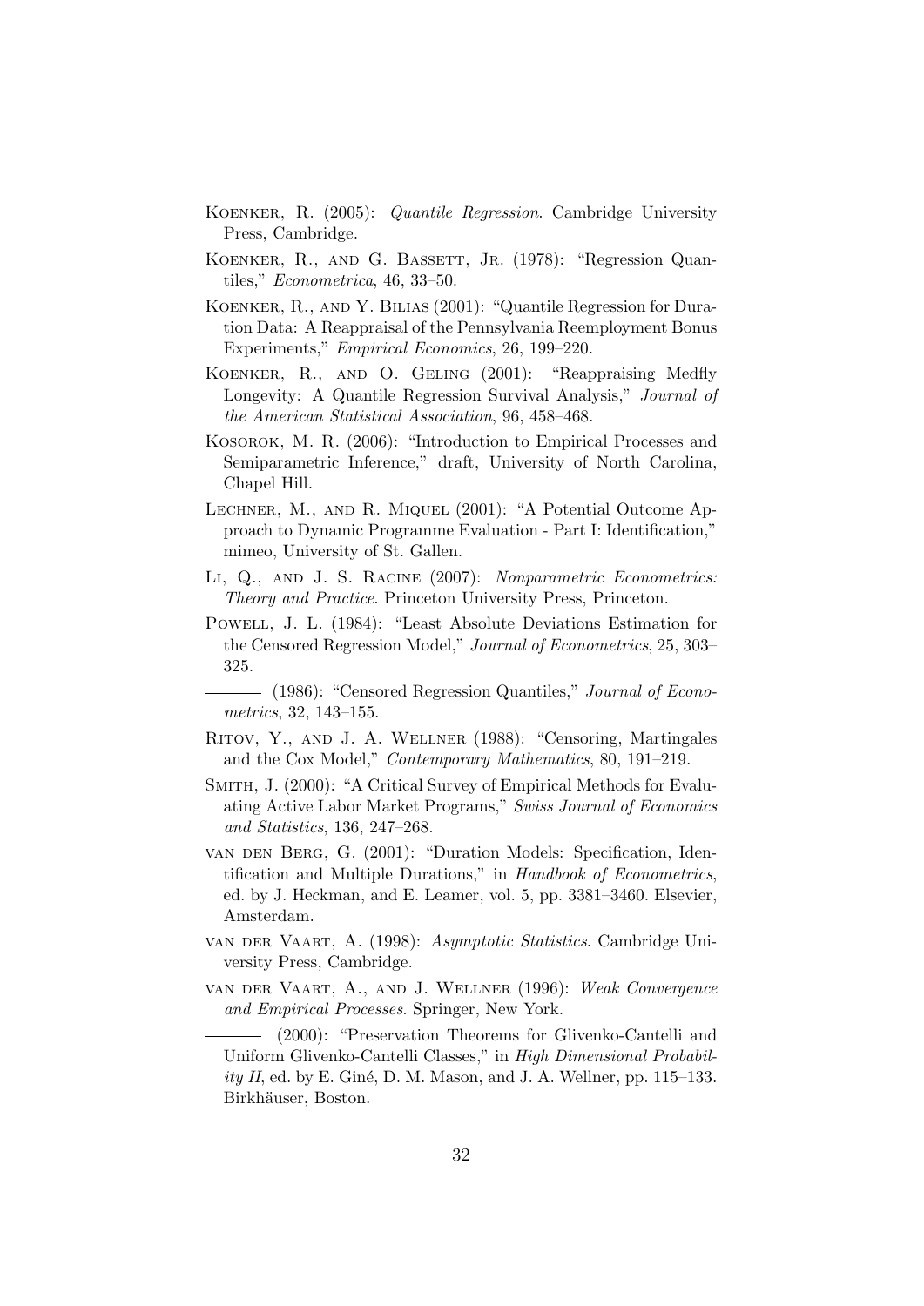Koenker, R. (2005): *Quantile Regression*. Cambridge University Press, Cambridge.

Koenker, R., and G. Bassett, Jr. (1978): "Regression Quantiles," *Econometrica*, 46, 33–50.

Koenker, R., and Y. Bilias (2001): "Quantile Regression for Duration Data: A Reappraisal of the Pennsylvania Reemployment Bonus Experiments," *Empirical Economics*, 26, 199–220.

Koenker, R., and O. Geling (2001): "Reappraising Medfly Longevity: A Quantile Regression Survival Analysis," *Journal of the American Statistical Association*, 96, 458–468.

Kosorok, M. R. (2006): "Introduction to Empirical Processes and Semiparametric Inference," draft, University of North Carolina, Chapel Hill.

Lechner, M., and R. Miquel (2001): "A Potential Outcome Approach to Dynamic Programme Evaluation - Part I: Identification," mimeo, University of St. Gallen.

Li, Q., and J. S. Racine (2007): *Nonparametric Econometrics: Theory and Practice*. Princeton University Press, Princeton.

Powell, J. L. (1984): "Least Absolute Deviations Estimation for the Censored Regression Model," *Journal of Econometrics*, 25, 303–325.

——— (1986): "Censored Regression Quantiles," *Journal of Econometrics*, 32, 143–155.

Ritov, Y., and J. A. Wellner (1988): "Censoring, Martingales and the Cox Model," *Contemporary Mathematics*, 80, 191–219.

Smith, J. (2000): "A Critical Survey of Empirical Methods for Evaluating Active Labor Market Programs," *Swiss Journal of Economics and Statistics*, 136, 247–268.

van den Berg, G. (2001): "Duration Models: Specification, Identification and Multiple Durations," in *Handbook of Econometrics*, ed. by J. Heckman, and E. Leamer, vol. 5, pp. 3381–3460. Elsevier, Amsterdam.

van der Vaart, A. (1998): *Asymptotic Statistics*. Cambridge University Press, Cambridge.

van der Vaart, A., and J. Wellner (1996): *Weak Convergence and Empirical Processes*. Springer, New York.

——— (2000): "Preservation Theorems for Glivenko-Cantelli and Uniform Glivenko-Cantelli Classes," in *High Dimensional Probability II*, ed. by E. Giné, D. M. Mason, and J. A. Wellner, pp. 115–133. Birkhäuser, Boston.